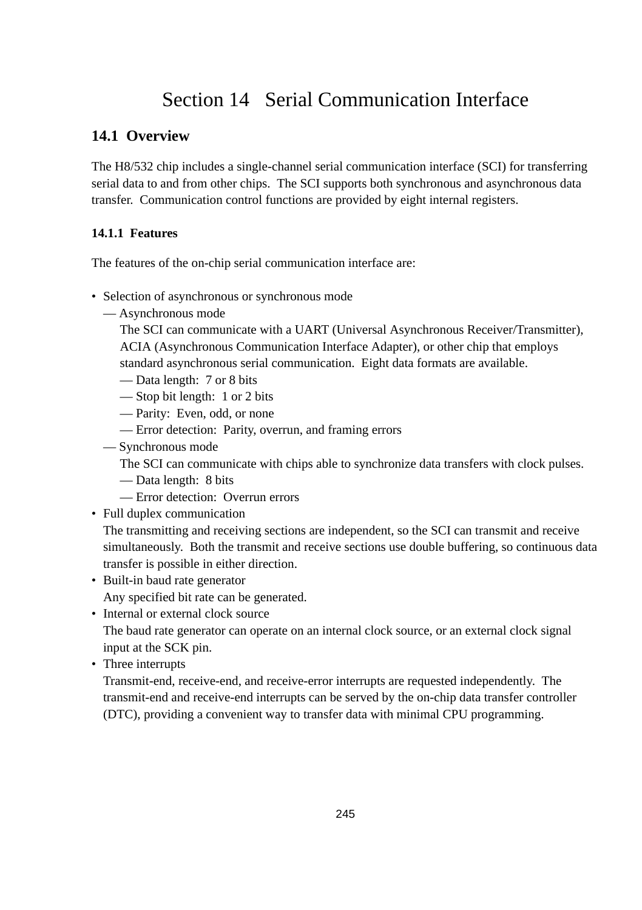# Section 14 Serial Communication Interface

## 14.1 Overview

The H8/532 chip includes a single-channel serial communication interface (SCI) for transferring serial data to and from other chips. The SCI supports both synchronous and asynchronous data transfer. Communication control functions are provided by eight internal registers.

### 14.1.1 Features

The features of the on-chip serial communication interface are:

- Selection of asynchronous or synchronous mode
  - — Asynchronous mode
    The SCI can communicate with a UART (Universal Asynchronous Receiver/Transmitter), ACIA (Asynchronous Communication Interface Adapter), or other chip that employs standard asynchronous serial communication. Eight data formats are available.
    - — Data length: 7 or 8 bits
    - — Stop bit length: 1 or 2 bits
    - — Parity: Even, odd, or none
    - — Error detection: Parity, overrun, and framing errors
  - — Synchronous mode
    The SCI can communicate with chips able to synchronize data transfers with clock pulses.
    - — Data length: 8 bits
    - — Error detection: Overrun errors
- Full duplex communication
  The transmitting and receiving sections are independent, so the SCI can transmit and receive simultaneously. Both the transmit and receive sections use double buffering, so continuous data transfer is possible in either direction.
- Built-in baud rate generator
  Any specified bit rate can be generated.
- Internal or external clock source
  The baud rate generator can operate on an internal clock source, or an external clock signal input at the SCK pin.
- Three interrupts
  Transmit-end, receive-end, and receive-error interrupts are requested independently. The transmit-end and receive-end interrupts can be served by the on-chip data transfer controller (DTC), providing a convenient way to transfer data with minimal CPU programming.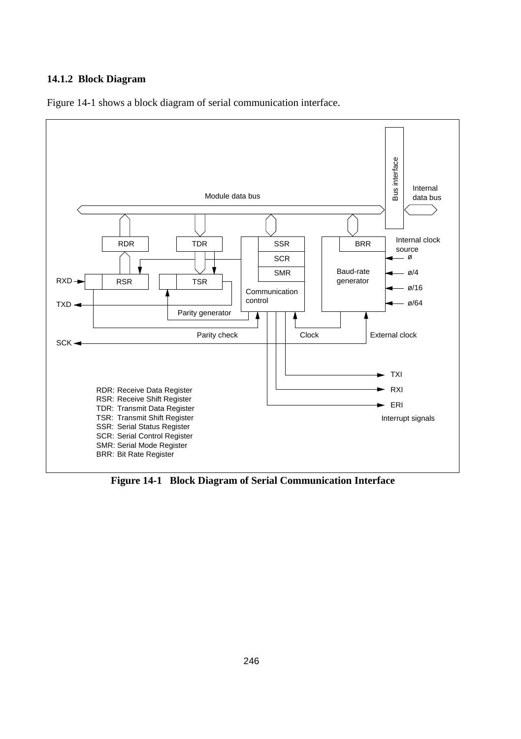### 14.1.2 Block Diagram

Figure 14-1 shows a block diagram of serial communication interface.

Module data bus

Bus interface

Internal data bus

RDR

TDR

SSR

SCR

SMR

BRR

Internal clock source

ø

ø/4

ø/16

ø/64

RXD

RSR

TSR

Baud-rate generator

Communication control

TXD

Parity generator

Parity check

Clock

External clock

SCK

TXI

RXI

ERI

Interrupt signals

RDR: Receive Data Register
RSR: Receive Shift Register
TDR: Transmit Data Register
TSR: Transmit Shift Register
SSR: Serial Status Register
SCR: Serial Control Register
SMR: Serial Mode Register
BRR: Bit Rate Register

**Figure 14-1 Block Diagram of Serial Communication Interface**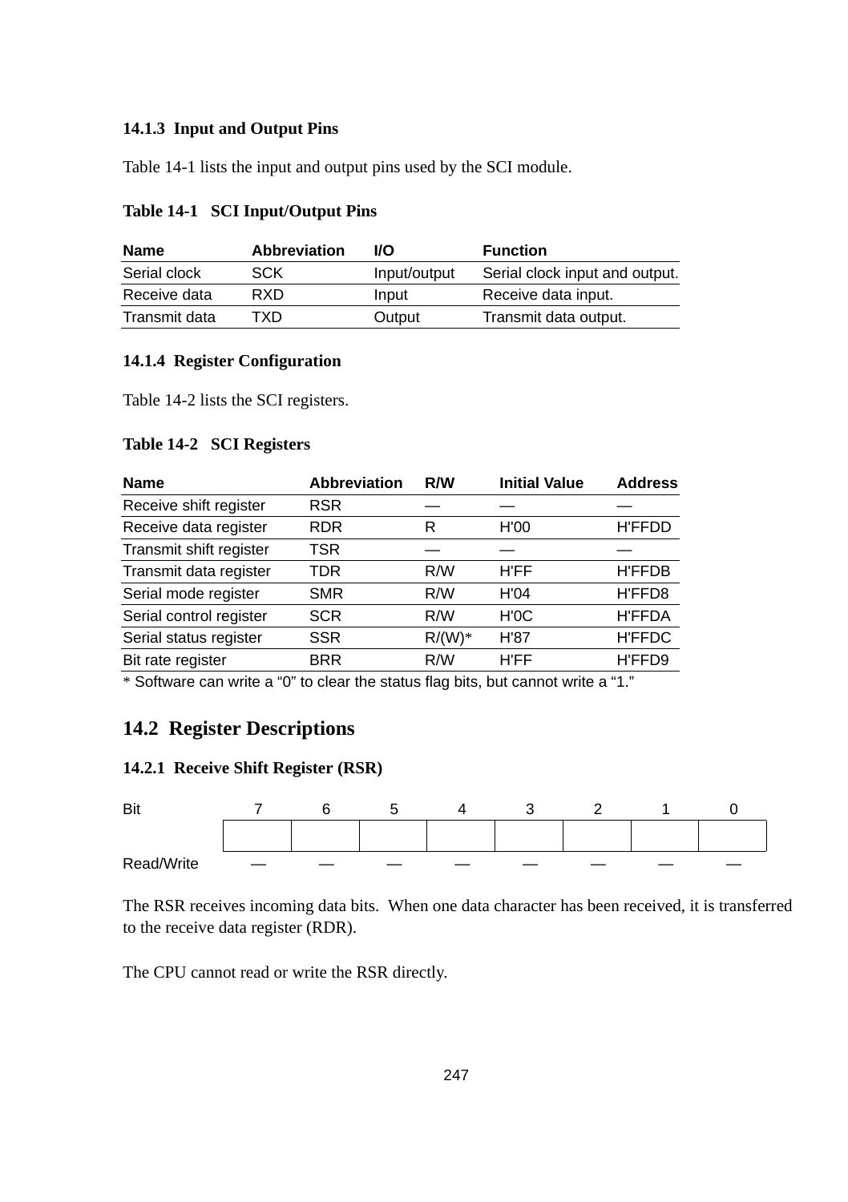### 14.1.3 Input and Output Pins

Table 14-1 lists the input and output pins used by the SCI module.

**Table 14-1 SCI Input/Output Pins**

| Name | Abbreviation | I/O | Function |
|---|---|---|---|
| Serial clock | SCK | Input/output | Serial clock input and output. |
| Receive data | RXD | Input | Receive data input. |
| Transmit data | TXD | Output | Transmit data output. |

### 14.1.4 Register Configuration

Table 14-2 lists the SCI registers.

**Table 14-2 SCI Registers**

| Name | Abbreviation | R/W | Initial Value | Address |
|---|---|---|---|---|
| Receive shift register | RSR | — | — | — |
| Receive data register | RDR | R | H'00 | H'FFDD |
| Transmit shift register | TSR | — | — | — |
| Transmit data register | TDR | R/W | H'FF | H'FFDB |
| Serial mode register | SMR | R/W | H'04 | H'FFD8 |
| Serial control register | SCR | R/W | H'0C | H'FFDA |
| Serial status register | SSR | R/(W)* | H'87 | H'FFDC |
| Bit rate register | BRR | R/W | H'FF | H'FFD9 |

* Software can write a “0” to clear the status flag bits, but cannot write a “1.”

## 14.2 Register Descriptions

### 14.2.1 Receive Shift Register (RSR)

| Bit | 7 | 6 | 5 | 4 | 3 | 2 | 1 | 0 |
|---|---|---|---|---|---|---|---|---|
| | | | | | | | | |
| Read/Write | — | — | — | — | — | — | — | — |

The RSR receives incoming data bits. When one data character has been received, it is transferred to the receive data register (RDR).

The CPU cannot read or write the RSR directly.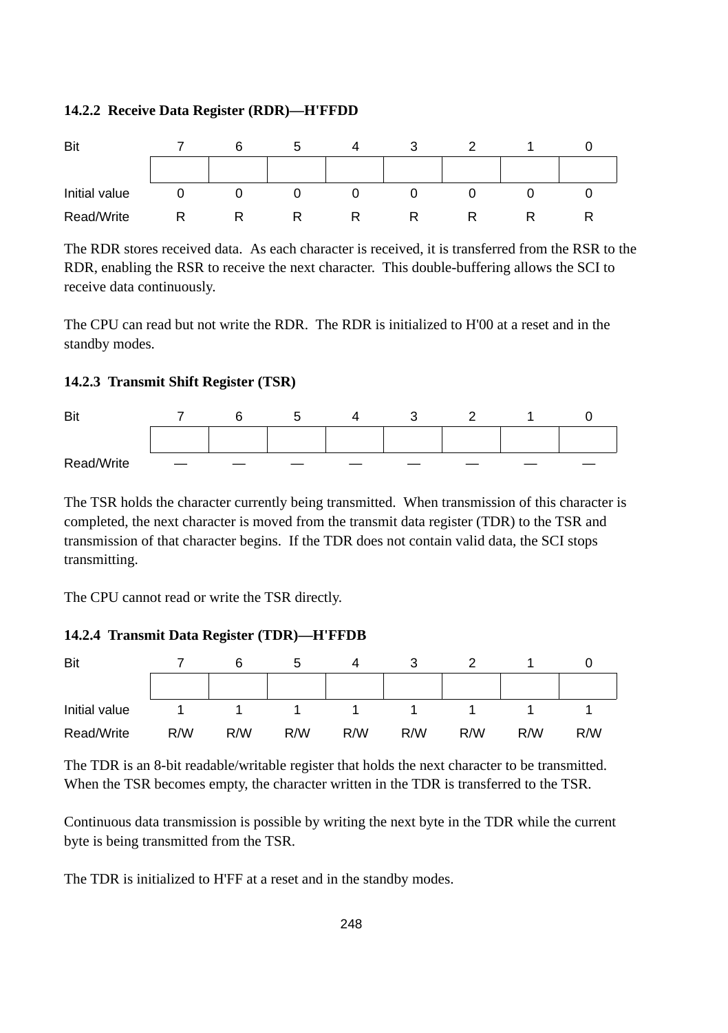### 14.2.2 Receive Data Register (RDR)—H'FFDD

| Bit | 7 | 6 | 5 | 4 | 3 | 2 | 1 | 0 |
|---|---|---|---|---|---|---|---|---|
| | | | | | | | | |
| Initial value | 0 | 0 | 0 | 0 | 0 | 0 | 0 | 0 |
| Read/Write | R | R | R | R | R | R | R | R |

The RDR stores received data. As each character is received, it is transferred from the RSR to the RDR, enabling the RSR to receive the next character. This double-buffering allows the SCI to receive data continuously.

The CPU can read but not write the RDR. The RDR is initialized to H'00 at a reset and in the standby modes.

### 14.2.3 Transmit Shift Register (TSR)

| Bit | 7 | 6 | 5 | 4 | 3 | 2 | 1 | 0 |
|---|---|---|---|---|---|---|---|---|
| | | | | | | | | |
| Read/Write | — | — | — | — | — | — | — | — |

The TSR holds the character currently being transmitted. When transmission of this character is completed, the next character is moved from the transmit data register (TDR) to the TSR and transmission of that character begins. If the TDR does not contain valid data, the SCI stops transmitting.

The CPU cannot read or write the TSR directly.

### 14.2.4 Transmit Data Register (TDR)—H'FFDB

| Bit | 7 | 6 | 5 | 4 | 3 | 2 | 1 | 0 |
|---|---|---|---|---|---|---|---|---|
| | | | | | | | | |
| Initial value | 1 | 1 | 1 | 1 | 1 | 1 | 1 | 1 |
| Read/Write | R/W | R/W | R/W | R/W | R/W | R/W | R/W | R/W |

The TDR is an 8-bit readable/writable register that holds the next character to be transmitted. When the TSR becomes empty, the character written in the TDR is transferred to the TSR.

Continuous data transmission is possible by writing the next byte in the TDR while the current byte is being transmitted from the TSR.

The TDR is initialized to H'FF at a reset and in the standby modes.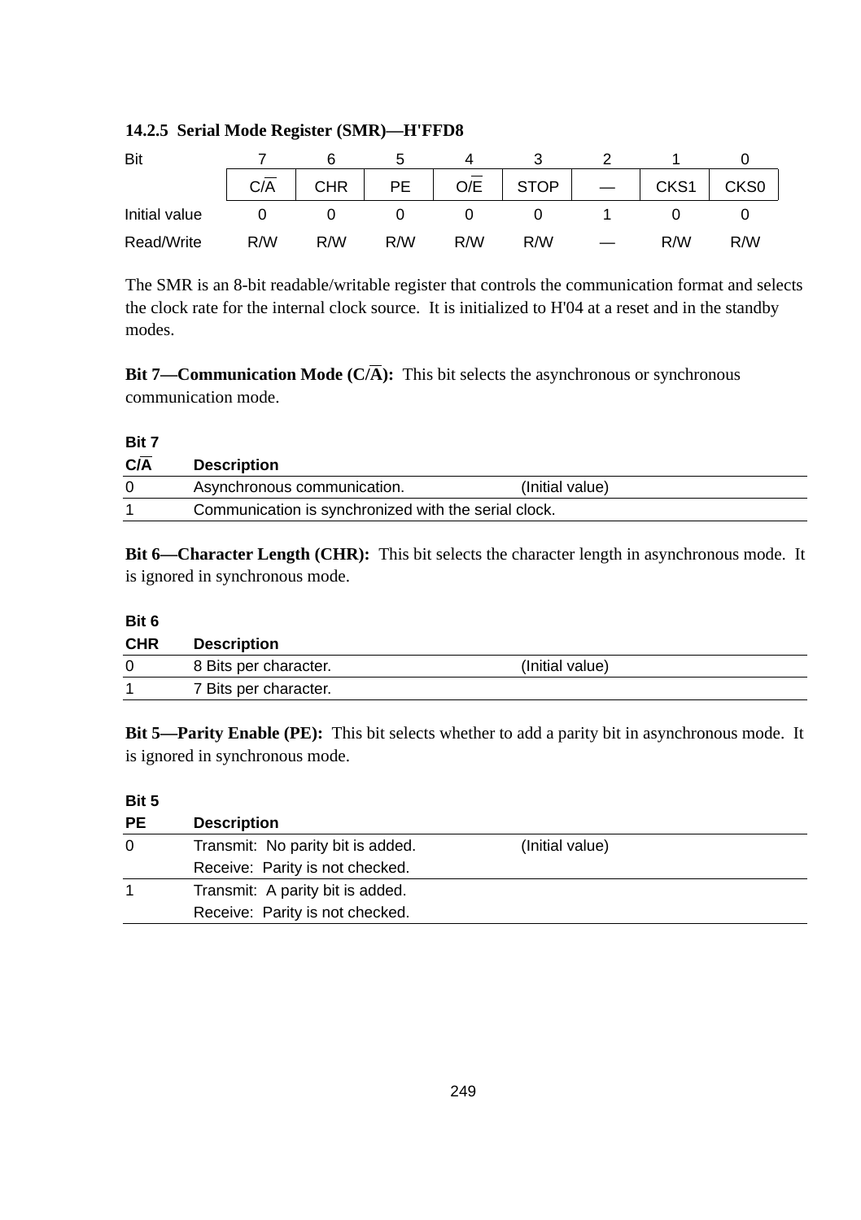### 14.2.5 Serial Mode Register (SMR)—H'FFD8

| Bit | 7 | 6 | 5 | 4 | 3 | 2 | 1 | 0 |
|---|---|---|---|---|---|---|---|---|
| | C/$\overline{A}$ | CHR | PE | O/$\overline{E}$ | STOP | — | CKS1 | CKS0 |
| Initial value | 0 | 0 | 0 | 0 | 0 | 1 | 0 | 0 |
| Read/Write | R/W | R/W | R/W | R/W | R/W | — | R/W | R/W |

The SMR is an 8-bit readable/writable register that controls the communication format and selects the clock rate for the internal clock source. It is initialized to H'04 at a reset and in the standby modes.

**Bit 7—Communication Mode (C/$\overline{A}$):** This bit selects the asynchronous or synchronous communication mode.

| Bit 7 C/$\overline{A}$ | Description | |
|---|---|---|
| 0 | Asynchronous communication. | (Initial value) |
| 1 | Communication is synchronized with the serial clock. | |

**Bit 6—Character Length (CHR):** This bit selects the character length in asynchronous mode. It is ignored in synchronous mode.

| Bit 6 CHR | Description | |
|---|---|---|
| 0 | 8 Bits per character. | (Initial value) |
| 1 | 7 Bits per character. | |

**Bit 5—Parity Enable (PE):** This bit selects whether to add a parity bit in asynchronous mode. It is ignored in synchronous mode.

| Bit 5 PE | Description | |
|---|---|---|
| 0 | Transmit: No parity bit is added.<br>Receive: Parity is not checked. | (Initial value) |
| 1 | Transmit: A parity bit is added.<br>Receive: Parity is not checked. | |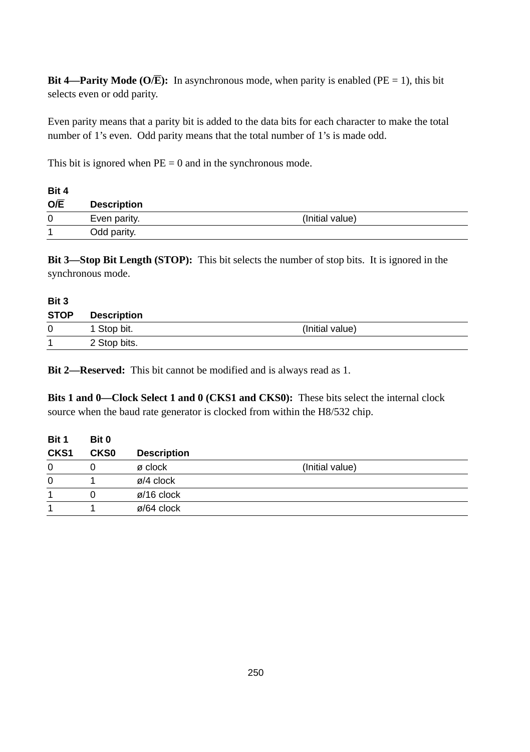**Bit 4—Parity Mode (O/$\overline{E}$):** In asynchronous mode, when parity is enabled (PE = 1), this bit selects even or odd parity.

Even parity means that a parity bit is added to the data bits for each character to make the total number of 1's even. Odd parity means that the total number of 1's is made odd.

This bit is ignored when PE = 0 and in the synchronous mode.

| Bit 4<br>O/$\overline{E}$ | Description | |
|---|---|---|
| 0 | Even parity. | (Initial value) |
| 1 | Odd parity. | |

**Bit 3—Stop Bit Length (STOP):** This bit selects the number of stop bits. It is ignored in the synchronous mode.

| Bit 3<br>STOP | Description | |
|---|---|---|
| 0 | 1 Stop bit. | (Initial value) |
| 1 | 2 Stop bits. | |

**Bit 2—Reserved:** This bit cannot be modified and is always read as 1.

**Bits 1 and 0—Clock Select 1 and 0 (CKS1 and CKS0):** These bits select the internal clock source when the baud rate generator is clocked from within the H8/532 chip.

| Bit 1<br>CKS1 | Bit 0<br>CKS0 | Description | |
|---|---|---|---|
| 0 | 0 | ø clock | (Initial value) |
| 0 | 1 | ø/4 clock | |
| 1 | 0 | ø/16 clock | |
| 1 | 1 | ø/64 clock | |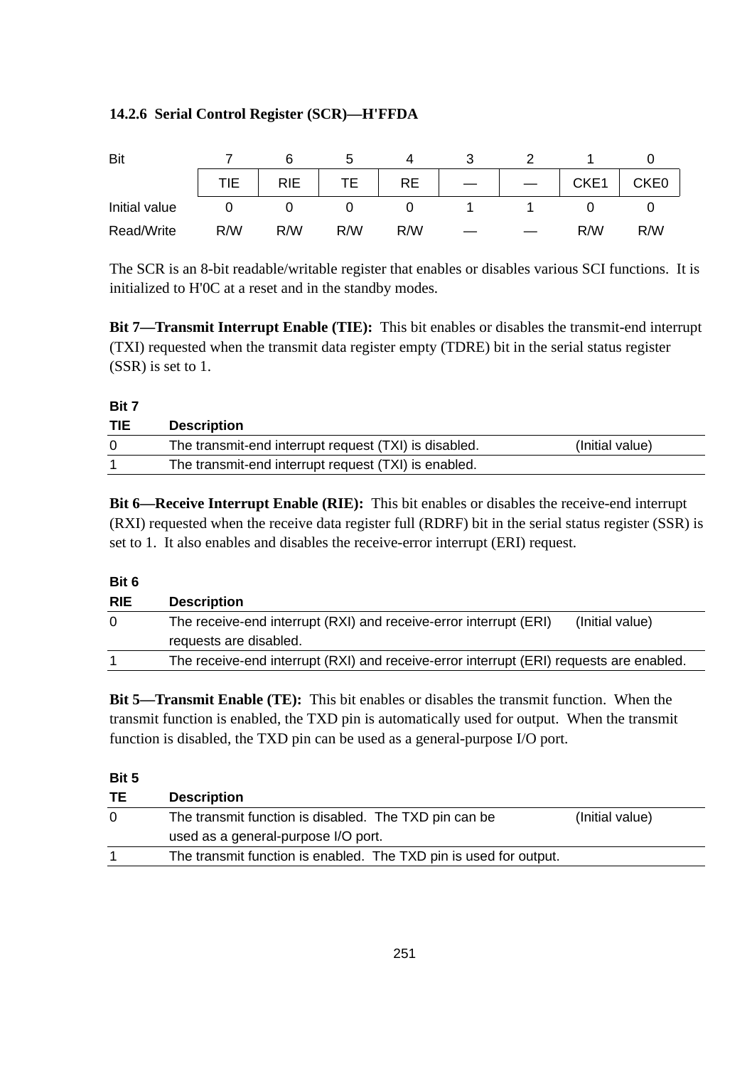### 14.2.6 Serial Control Register (SCR)—H'FFDA

| Bit | 7 | 6 | 5 | 4 | 3 | 2 | 1 | 0 |
|---|---|---|---|---|---|---|---|---|
| | TIE | RIE | TE | RE | — | — | CKE1 | CKE0 |
| Initial value | 0 | 0 | 0 | 0 | 1 | 1 | 0 | 0 |
| Read/Write | R/W | R/W | R/W | R/W | — | — | R/W | R/W |

The SCR is an 8-bit readable/writable register that enables or disables various SCI functions. It is initialized to H'0C at a reset and in the standby modes.

**Bit 7—Transmit Interrupt Enable (TIE):** This bit enables or disables the transmit-end interrupt (TXI) requested when the transmit data register empty (TDRE) bit in the serial status register (SSR) is set to 1.

| Bit 7 TIE | Description | |
|---|---|---|
| 0 | The transmit-end interrupt request (TXI) is disabled. | (Initial value) |
| 1 | The transmit-end interrupt request (TXI) is enabled. | |

**Bit 6—Receive Interrupt Enable (RIE):** This bit enables or disables the receive-end interrupt (RXI) requested when the receive data register full (RDRF) bit in the serial status register (SSR) is set to 1. It also enables and disables the receive-error interrupt (ERI) request.

| Bit 6 RIE | Description | |
|---|---|---|
| 0 | The receive-end interrupt (RXI) and receive-error interrupt (ERI) requests are disabled. | (Initial value) |
| 1 | The receive-end interrupt (RXI) and receive-error interrupt (ERI) requests are enabled. | |

**Bit 5—Transmit Enable (TE):** This bit enables or disables the transmit function. When the transmit function is enabled, the TXD pin is automatically used for output. When the transmit function is disabled, the TXD pin can be used as a general-purpose I/O port.

| Bit 5 TE | Description | |
|---|---|---|
| 0 | The transmit function is disabled. The TXD pin can be used as a general-purpose I/O port. | (Initial value) |
| 1 | The transmit function is enabled. The TXD pin is used for output. | |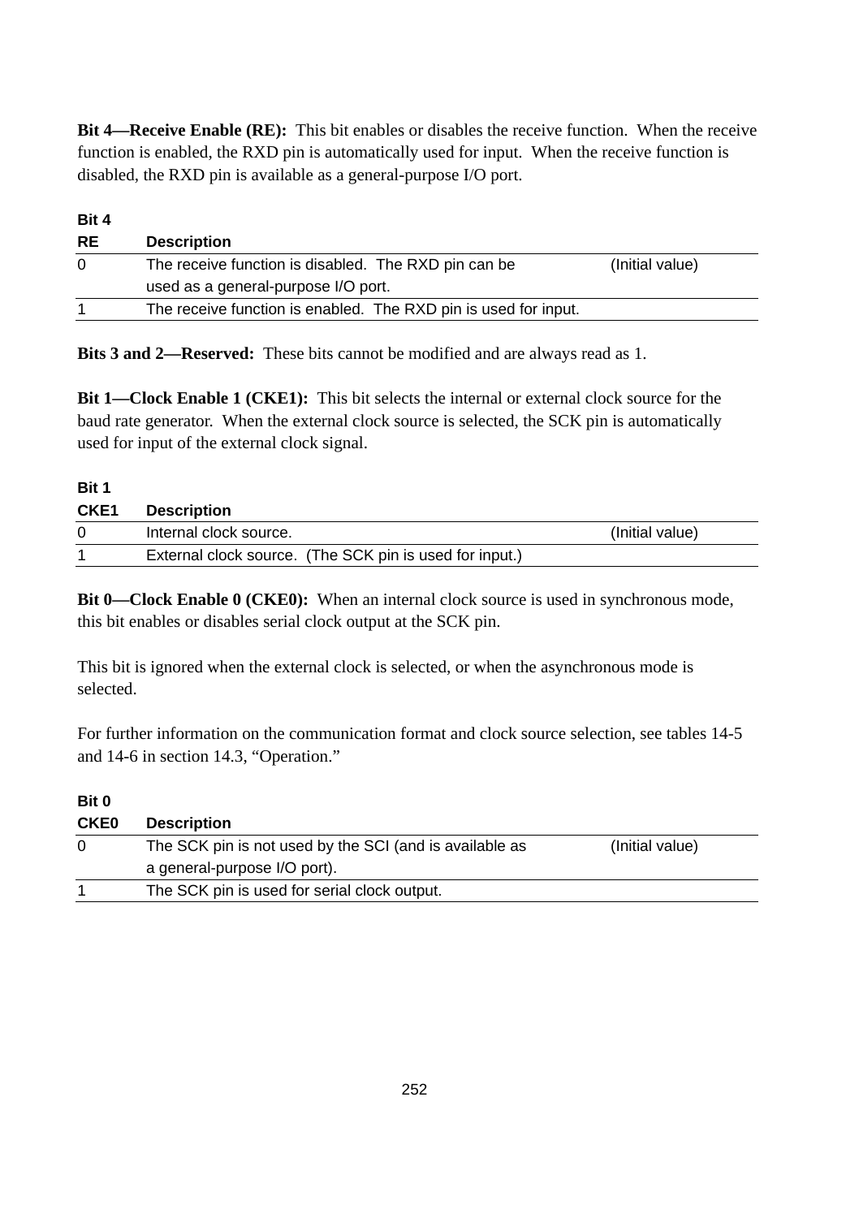**Bit 4—Receive Enable (RE):** This bit enables or disables the receive function. When the receive function is enabled, the RXD pin is automatically used for input. When the receive function is disabled, the RXD pin is available as a general-purpose I/O port.

| Bit 4<br>RE | Description | |
|---|---|---|
| 0 | The receive function is disabled. The RXD pin can be used as a general-purpose I/O port. | (Initial value) |
| 1 | The receive function is enabled. The RXD pin is used for input. | |

**Bits 3 and 2—Reserved:** These bits cannot be modified and are always read as 1.

**Bit 1—Clock Enable 1 (CKE1):** This bit selects the internal or external clock source for the baud rate generator. When the external clock source is selected, the SCK pin is automatically used for input of the external clock signal.

| Bit 1<br>CKE1 | Description | |
|---|---|---|
| 0 | Internal clock source. | (Initial value) |
| 1 | External clock source. (The SCK pin is used for input.) | |

**Bit 0—Clock Enable 0 (CKE0):** When an internal clock source is used in synchronous mode, this bit enables or disables serial clock output at the SCK pin.

This bit is ignored when the external clock is selected, or when the asynchronous mode is selected.

For further information on the communication format and clock source selection, see tables 14-5 and 14-6 in section 14.3, "Operation."

| Bit 0<br>CKE0 | Description | |
|---|---|---|
| 0 | The SCK pin is not used by the SCI (and is available as a general-purpose I/O port). | (Initial value) |
| 1 | The SCK pin is used for serial clock output. | |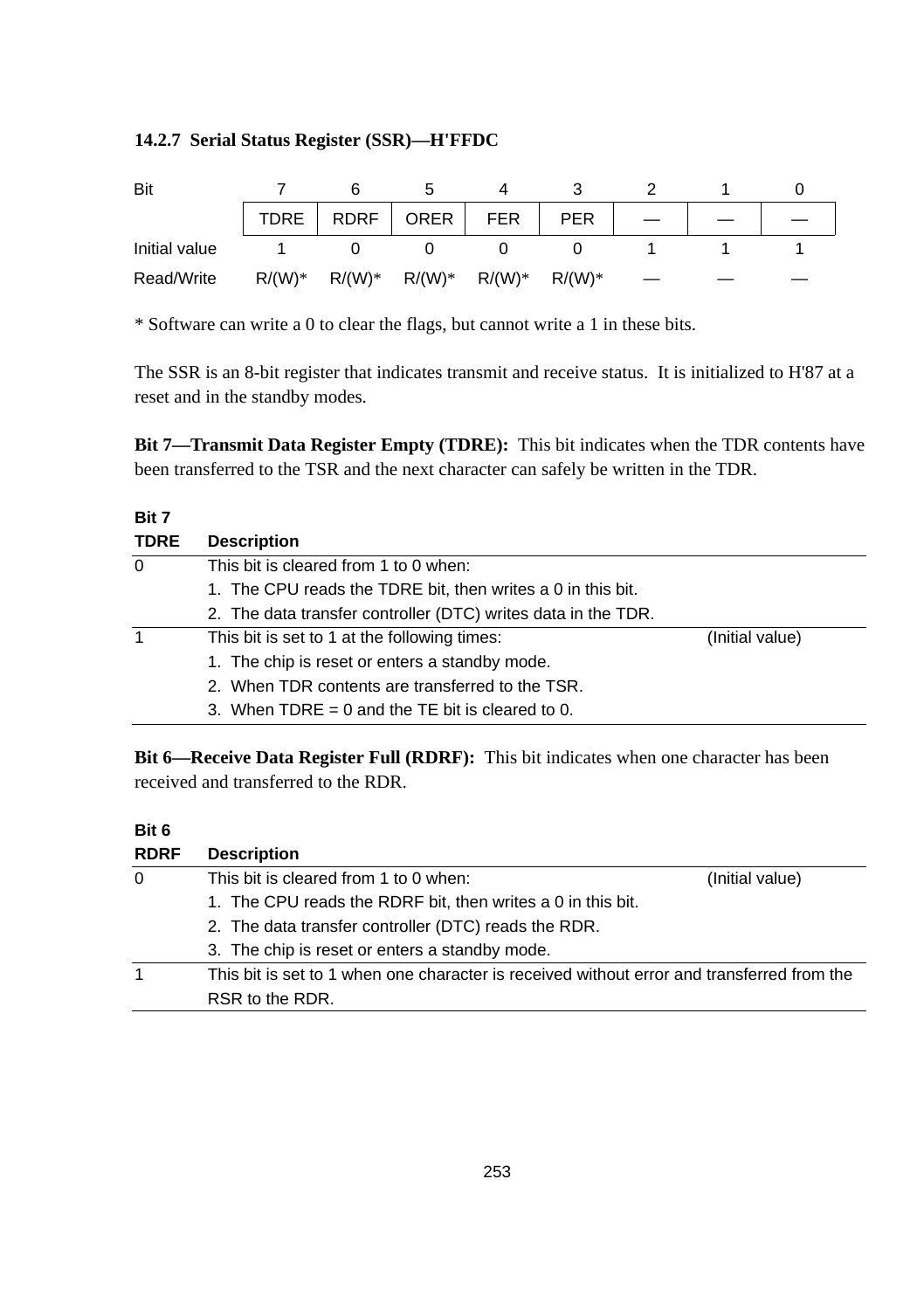### 14.2.7 Serial Status Register (SSR)—H'FFDC

| Bit | 7 | 6 | 5 | 4 | 3 | 2 | 1 | 0 |
|---|---|---|---|---|---|---|---|---|
| | TDRE | RDRF | ORER | FER | PER | — | — | — |
| Initial value | 1 | 0 | 0 | 0 | 0 | 1 | 1 | 1 |
| Read/Write | R/(W)* | R/(W)* | R/(W)* | R/(W)* | R/(W)* | — | — | — |

\* Software can write a 0 to clear the flags, but cannot write a 1 in these bits.

The SSR is an 8-bit register that indicates transmit and receive status. It is initialized to H'87 at a reset and in the standby modes.

**Bit 7—Transmit Data Register Empty (TDRE):** This bit indicates when the TDR contents have been transferred to the TSR and the next character can safely be written in the TDR.

| Bit 7 TDRE | Description | |
|---|---|---|
| 0 | This bit is cleared from 1 to 0 when: | |
| | 1. The CPU reads the TDRE bit, then writes a 0 in this bit. | |
| | 2. The data transfer controller (DTC) writes data in the TDR. | |
| 1 | This bit is set to 1 at the following times: | (Initial value) |
| | 1. The chip is reset or enters a standby mode. | |
| | 2. When TDR contents are transferred to the TSR. | |
| | 3. When TDRE = 0 and the TE bit is cleared to 0. | |

**Bit 6—Receive Data Register Full (RDRF):** This bit indicates when one character has been received and transferred to the RDR.

| Bit 6 RDRF | Description | |
|---|---|---|
| 0 | This bit is cleared from 1 to 0 when: | (Initial value) |
| | 1. The CPU reads the RDRF bit, then writes a 0 in this bit. | |
| | 2. The data transfer controller (DTC) reads the RDR. | |
| | 3. The chip is reset or enters a standby mode. | |
| 1 | This bit is set to 1 when one character is received without error and transferred from the RSR to the RDR. | |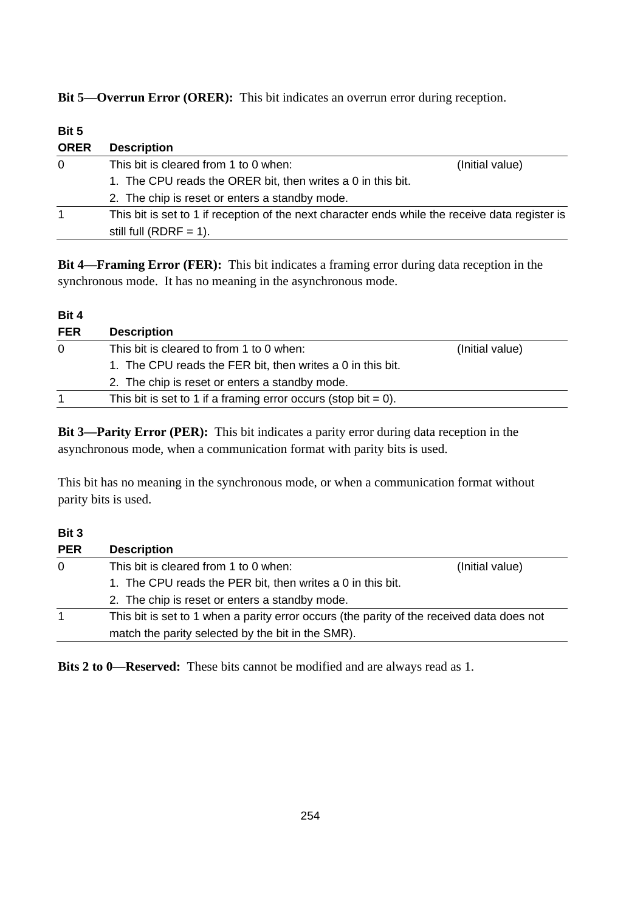**Bit 5—Overrun Error (ORER):** This bit indicates an overrun error during reception.

| Bit 5<br>ORER | Description | |
|---|---|---|
| 0 | This bit is cleared from 1 to 0 when:<br>1. The CPU reads the ORER bit, then writes a 0 in this bit.<br>2. The chip is reset or enters a standby mode. | (Initial value) |
| 1 | This bit is set to 1 if reception of the next character ends while the receive data register is still full (RDRF = 1). | |

**Bit 4—Framing Error (FER):** This bit indicates a framing error during data reception in the synchronous mode. It has no meaning in the asynchronous mode.

| Bit 4<br>FER | Description | |
|---|---|---|
| 0 | This bit is cleared to from 1 to 0 when:<br>1. The CPU reads the FER bit, then writes a 0 in this bit.<br>2. The chip is reset or enters a standby mode. | (Initial value) |
| 1 | This bit is set to 1 if a framing error occurs (stop bit = 0). | |

**Bit 3—Parity Error (PER):** This bit indicates a parity error during data reception in the asynchronous mode, when a communication format with parity bits is used.

This bit has no meaning in the synchronous mode, or when a communication format without parity bits is used.

| Bit 3<br>PER | Description | |
|---|---|---|
| 0 | This bit is cleared from 1 to 0 when:<br>1. The CPU reads the PER bit, then writes a 0 in this bit.<br>2. The chip is reset or enters a standby mode. | (Initial value) |
| 1 | This bit is set to 1 when a parity error occurs (the parity of the received data does not match the parity selected by the bit in the SMR). | |

**Bits 2 to 0—Reserved:** These bits cannot be modified and are always read as 1.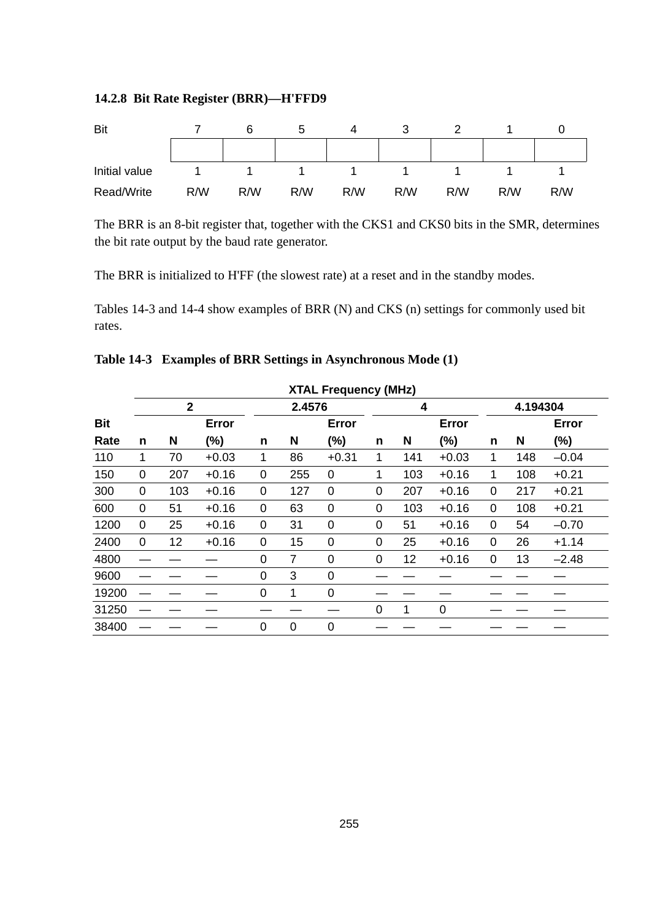### 14.2.8 Bit Rate Register (BRR)—H'FFD9

| Bit | 7 | 6 | 5 | 4 | 3 | 2 | 1 | 0 |
|---|---|---|---|---|---|---|---|---|
| | | | | | | | | |
| Initial value | 1 | 1 | 1 | 1 | 1 | 1 | 1 | 1 |
| Read/Write | R/W | R/W | R/W | R/W | R/W | R/W | R/W | R/W |

The BRR is an 8-bit register that, together with the CKS1 and CKS0 bits in the SMR, determines the bit rate output by the baud rate generator.

The BRR is initialized to H'FF (the slowest rate) at a reset and in the standby modes.

Tables 14-3 and 14-4 show examples of BRR (N) and CKS (n) settings for commonly used bit rates.

**Table 14-3 Examples of BRR Settings in Asynchronous Mode (1)**

| | XTAL Frequency (MHz) | | | | | | | | | | | |
|---|---|---|---|---|---|---|---|---|---|---|---|---|
| | 2 | | | 2.4576 | | | 4 | | | 4.194304 | | |
| **Bit Rate** | **n** | **N** | **Error (%)** | **n** | **N** | **Error (%)** | **n** | **N** | **Error (%)** | **n** | **N** | **Error (%)** |
| 110 | 1 | 70 | +0.03 | 1 | 86 | +0.31 | 1 | 141 | +0.03 | 1 | 148 | –0.04 |
| 150 | 0 | 207 | +0.16 | 0 | 255 | 0 | 1 | 103 | +0.16 | 1 | 108 | +0.21 |
| 300 | 0 | 103 | +0.16 | 0 | 127 | 0 | 0 | 207 | +0.16 | 0 | 217 | +0.21 |
| 600 | 0 | 51 | +0.16 | 0 | 63 | 0 | 0 | 103 | +0.16 | 0 | 108 | +0.21 |
| 1200 | 0 | 25 | +0.16 | 0 | 31 | 0 | 0 | 51 | +0.16 | 0 | 54 | –0.70 |
| 2400 | 0 | 12 | +0.16 | 0 | 15 | 0 | 0 | 25 | +0.16 | 0 | 26 | +1.14 |
| 4800 | — | — | — | 0 | 7 | 0 | 0 | 12 | +0.16 | 0 | 13 | –2.48 |
| 9600 | — | — | — | 0 | 3 | 0 | — | — | — | — | — | — |
| 19200 | — | — | — | 0 | 1 | 0 | — | — | — | — | — | — |
| 31250 | — | — | — | — | — | — | 0 | 1 | 0 | — | — | — |
| 38400 | — | — | — | 0 | 0 | 0 | — | — | — | — | — | — |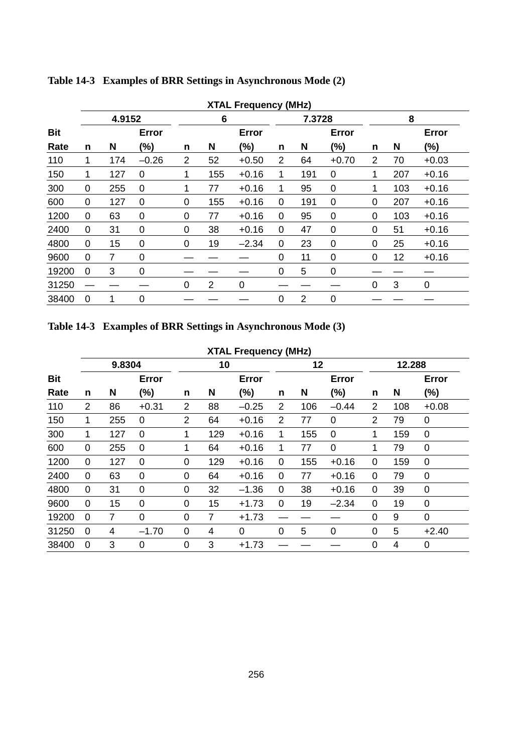**Table 14-3 Examples of BRR Settings in Asynchronous Mode (2)**

| | XTAL Frequency (MHz) | | | | | | | | | | | |
|---|---|---|---|---|---|---|---|---|---|---|---|---|
| | 4.9152 | | | 6 | | | 7.3728 | | | 8 | | |
| Bit Rate | n | N | Error (%) | n | N | Error (%) | n | N | Error (%) | n | N | Error (%) |
| 110 | 1 | 174 | –0.26 | 2 | 52 | +0.50 | 2 | 64 | +0.70 | 2 | 70 | +0.03 |
| 150 | 1 | 127 | 0 | 1 | 155 | +0.16 | 1 | 191 | 0 | 1 | 207 | +0.16 |
| 300 | 0 | 255 | 0 | 1 | 77 | +0.16 | 1 | 95 | 0 | 1 | 103 | +0.16 |
| 600 | 0 | 127 | 0 | 0 | 155 | +0.16 | 0 | 191 | 0 | 0 | 207 | +0.16 |
| 1200 | 0 | 63 | 0 | 0 | 77 | +0.16 | 0 | 95 | 0 | 0 | 103 | +0.16 |
| 2400 | 0 | 31 | 0 | 0 | 38 | +0.16 | 0 | 47 | 0 | 0 | 51 | +0.16 |
| 4800 | 0 | 15 | 0 | 0 | 19 | –2.34 | 0 | 23 | 0 | 0 | 25 | +0.16 |
| 9600 | 0 | 7 | 0 | — | — | — | 0 | 11 | 0 | 0 | 12 | +0.16 |
| 19200 | 0 | 3 | 0 | — | — | — | 0 | 5 | 0 | — | — | — |
| 31250 | — | — | — | 0 | 2 | 0 | — | — | — | 0 | 3 | 0 |
| 38400 | 0 | 1 | 0 | — | — | — | 0 | 2 | 0 | — | — | — |

**Table 14-3 Examples of BRR Settings in Asynchronous Mode (3)**

| | XTAL Frequency (MHz) | | | | | | | | | | | |
|---|---|---|---|---|---|---|---|---|---|---|---|---|
| | 9.8304 | | | 10 | | | 12 | | | 12.288 | | |
| Bit Rate | n | N | Error (%) | n | N | Error (%) | n | N | Error (%) | n | N | Error (%) |
| 110 | 2 | 86 | +0.31 | 2 | 88 | –0.25 | 2 | 106 | –0.44 | 2 | 108 | +0.08 |
| 150 | 1 | 255 | 0 | 2 | 64 | +0.16 | 2 | 77 | 0 | 2 | 79 | 0 |
| 300 | 1 | 127 | 0 | 1 | 129 | +0.16 | 1 | 155 | 0 | 1 | 159 | 0 |
| 600 | 0 | 255 | 0 | 1 | 64 | +0.16 | 1 | 77 | 0 | 1 | 79 | 0 |
| 1200 | 0 | 127 | 0 | 0 | 129 | +0.16 | 0 | 155 | +0.16 | 0 | 159 | 0 |
| 2400 | 0 | 63 | 0 | 0 | 64 | +0.16 | 0 | 77 | +0.16 | 0 | 79 | 0 |
| 4800 | 0 | 31 | 0 | 0 | 32 | –1.36 | 0 | 38 | +0.16 | 0 | 39 | 0 |
| 9600 | 0 | 15 | 0 | 0 | 15 | +1.73 | 0 | 19 | –2.34 | 0 | 19 | 0 |
| 19200 | 0 | 7 | 0 | 0 | 7 | +1.73 | — | — | — | 0 | 9 | 0 |
| 31250 | 0 | 4 | –1.70 | 0 | 4 | 0 | 0 | 5 | 0 | 0 | 5 | +2.40 |
| 38400 | 0 | 3 | 0 | 0 | 3 | +1.73 | — | — | — | 0 | 4 | 0 |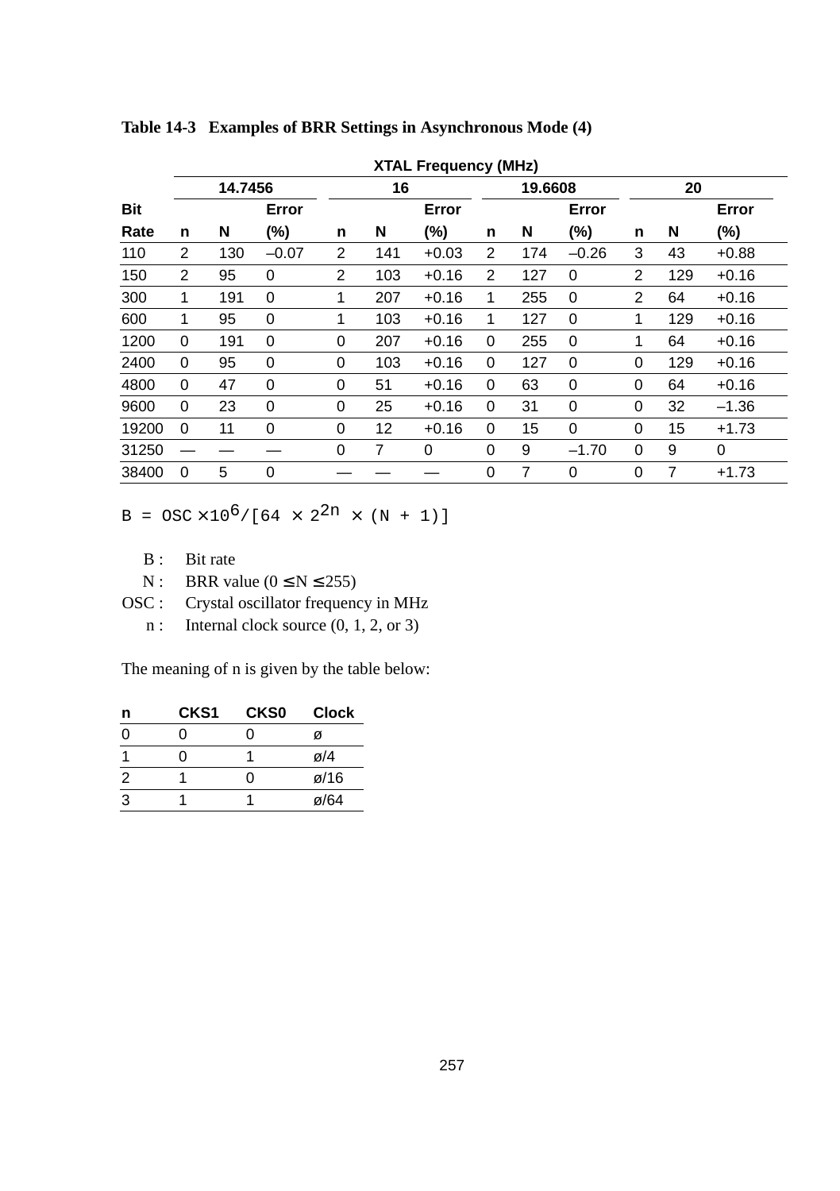**Table 14-3 Examples of BRR Settings in Asynchronous Mode (4)**

| | XTAL Frequency (MHz) | | | | | | | | | | | |
|---|---|---|---|---|---|---|---|---|---|---|---|---|
| | 14.7456 | | | 16 | | | 19.6608 | | | 20 | | |
| **Bit Rate** | **n** | **N** | **Error (%)** | **n** | **N** | **Error (%)** | **n** | **N** | **Error (%)** | **n** | **N** | **Error (%)** |
| 110 | 2 | 130 | –0.07 | 2 | 141 | +0.03 | 2 | 174 | –0.26 | 3 | 43 | +0.88 |
| 150 | 2 | 95 | 0 | 2 | 103 | +0.16 | 2 | 127 | 0 | 2 | 129 | +0.16 |
| 300 | 1 | 191 | 0 | 1 | 207 | +0.16 | 1 | 255 | 0 | 2 | 64 | +0.16 |
| 600 | 1 | 95 | 0 | 1 | 103 | +0.16 | 1 | 127 | 0 | 1 | 129 | +0.16 |
| 1200 | 0 | 191 | 0 | 0 | 207 | +0.16 | 0 | 255 | 0 | 1 | 64 | +0.16 |
| 2400 | 0 | 95 | 0 | 0 | 103 | +0.16 | 0 | 127 | 0 | 0 | 129 | +0.16 |
| 4800 | 0 | 47 | 0 | 0 | 51 | +0.16 | 0 | 63 | 0 | 0 | 64 | +0.16 |
| 9600 | 0 | 23 | 0 | 0 | 25 | +0.16 | 0 | 31 | 0 | 0 | 32 | –1.36 |
| 19200 | 0 | 11 | 0 | 0 | 12 | +0.16 | 0 | 15 | 0 | 0 | 15 | +1.73 |
| 31250 | — | — | — | 0 | 7 | 0 | 0 | 9 | –1.70 | 0 | 9 | 0 |
| 38400 | 0 | 5 | 0 | — | — | — | 0 | 7 | 0 | 0 | 7 | +1.73 |

$$B = OSC \times 10^6 / [64 \times 2^{2n} \times (N + 1)]$$

B : Bit rate
N : BRR value ($0 \leq N \leq 255$)
OSC : Crystal oscillator frequency in MHz
n : Internal clock source (0, 1, 2, or 3)

The meaning of n is given by the table below:

| n | CKS1 | CKS0 | Clock |
|---|---|---|---|
| 0 | 0 | 0 | ø |
| 1 | 0 | 1 | ø/4 |
| 2 | 1 | 0 | ø/16 |
| 3 | 1 | 1 | ø/64 |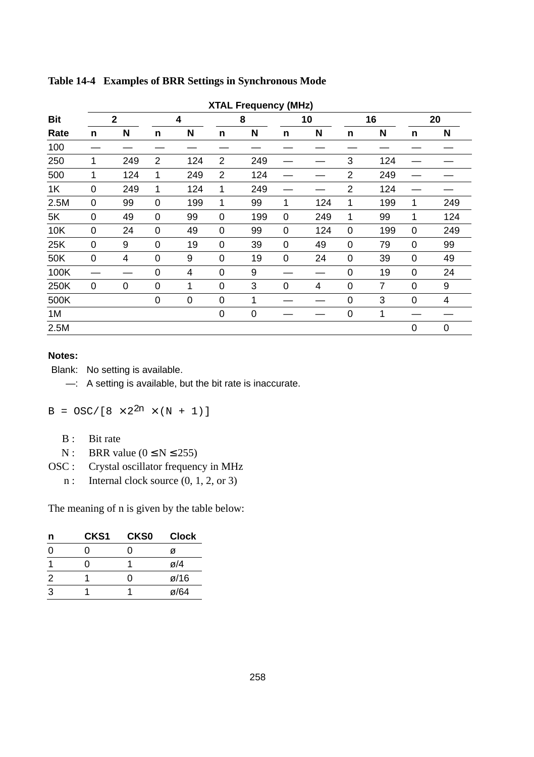**Table 14-4 Examples of BRR Settings in Synchronous Mode**

| Bit | XTAL Frequency (MHz) | | | | | | | | | | | |
|---|---|---|---|---|---|---|---|---|---|---|---|---|
| | 2 | | 4 | | 8 | | 10 | | 16 | | 20 | |
| Rate | n | N | n | N | n | N | n | N | n | N | n | N |
| 100 | — | — | — | — | — | — | — | — | — | — | — | — |
| 250 | 1 | 249 | 2 | 124 | 2 | 249 | — | — | 3 | 124 | — | — |
| 500 | 1 | 124 | 1 | 249 | 2 | 124 | — | — | 2 | 249 | — | — |
| 1K | 0 | 249 | 1 | 124 | 1 | 249 | — | — | 2 | 124 | — | — |
| 2.5M | 0 | 99 | 0 | 199 | 1 | 99 | 1 | 124 | 1 | 199 | 1 | 249 |
| 5K | 0 | 49 | 0 | 99 | 0 | 199 | 0 | 249 | 1 | 99 | 1 | 124 |
| 10K | 0 | 24 | 0 | 49 | 0 | 99 | 0 | 124 | 0 | 199 | 0 | 249 |
| 25K | 0 | 9 | 0 | 19 | 0 | 39 | 0 | 49 | 0 | 79 | 0 | 99 |
| 50K | 0 | 4 | 0 | 9 | 0 | 19 | 0 | 24 | 0 | 39 | 0 | 49 |
| 100K | — | — | 0 | 4 | 0 | 9 | — | — | 0 | 19 | 0 | 24 |
| 250K | 0 | 0 | 0 | 1 | 0 | 3 | 0 | 4 | 0 | 7 | 0 | 9 |
| 500K | | | 0 | 0 | 0 | 1 | — | — | 0 | 3 | 0 | 4 |
| 1M | | | | | 0 | 0 | — | — | 0 | 1 | — | — |
| 2.5M | | | | | | | | | | | 0 | 0 |

**Notes:**

Blank: No setting is available.

—: A setting is available, but the bit rate is inaccurate.

$$B = OSC/[8 \times 2^{2n} \times (N + 1)]$$

B : Bit rate

N : BRR value ($0 \leq N \leq 255$)

OSC : Crystal oscillator frequency in MHz

n : Internal clock source (0, 1, 2, or 3)

The meaning of n is given by the table below:

| n | CKS1 | CKS0 | Clock |
|---|---|---|---|
| 0 | 0 | 0 | ø |
| 1 | 0 | 1 | ø/4 |
| 2 | 1 | 0 | ø/16 |
| 3 | 1 | 1 | ø/64 |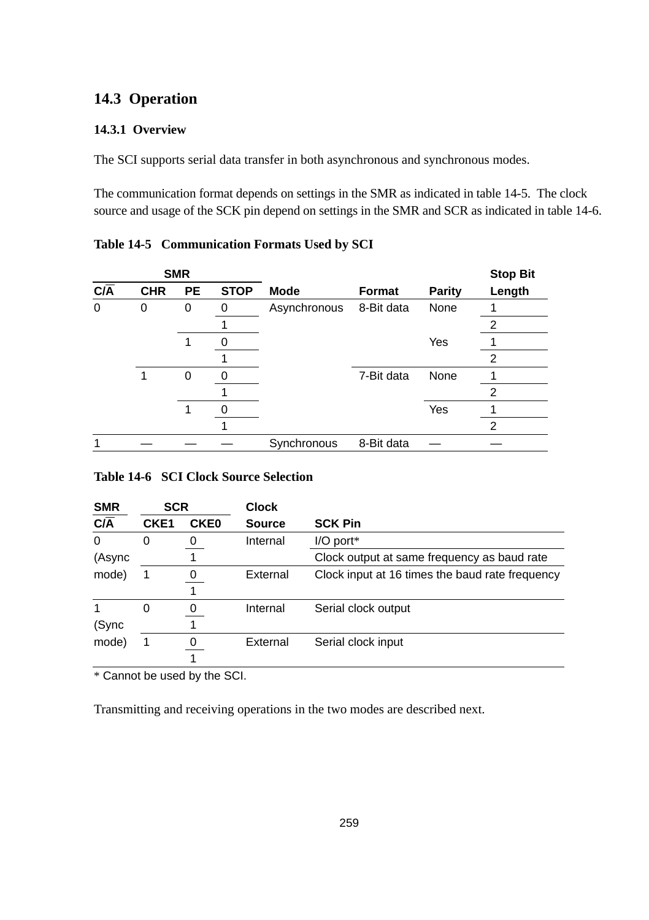## 14.3 Operation

### 14.3.1 Overview

The SCI supports serial data transfer in both asynchronous and synchronous modes.

The communication format depends on settings in the SMR as indicated in table 14-5. The clock source and usage of the SCK pin depend on settings in the SMR and SCR as indicated in table 14-6.

**Table 14-5 Communication Formats Used by SCI**

| SMR | | | | | | | Stop Bit |
|---|---|---|---|---|---|---|---|
| C/$\overline{A}$ | CHR | PE | STOP | Mode | Format | Parity | Length |
| 0 | 0 | 0 | 0 | Asynchronous | 8-Bit data | None | 1 |
| | | | 1 | | | | 2 |
| | | 1 | 0 | | | Yes | 1 |
| | | | 1 | | | | 2 |
| | 1 | 0 | 0 | | 7-Bit data | None | 1 |
| | | | 1 | | | | 2 |
| | | 1 | 0 | | | Yes | 1 |
| | | | 1 | | | | 2 |
| 1 | — | — | — | Synchronous | 8-Bit data | — | — |

**Table 14-6 SCI Clock Source Selection**

| SMR | SCR | | Clock | |
|---|---|---|---|---|
| C/$\overline{A}$ | CKE1 | CKE0 | Source | SCK Pin |
| 0 (Async mode) | 0 | 0 | Internal | I/O port* |
| | | 1 | | Clock output at same frequency as baud rate |
| | 1 | 0 | External | Clock input at 16 times the baud rate frequency |
| | | 1 | | |
| 1 (Sync mode) | 0 | 0 | Internal | Serial clock output |
| | | 1 | | |
| | 1 | 0 | External | Serial clock input |
| | | 1 | | |

\* Cannot be used by the SCI.

Transmitting and receiving operations in the two modes are described next.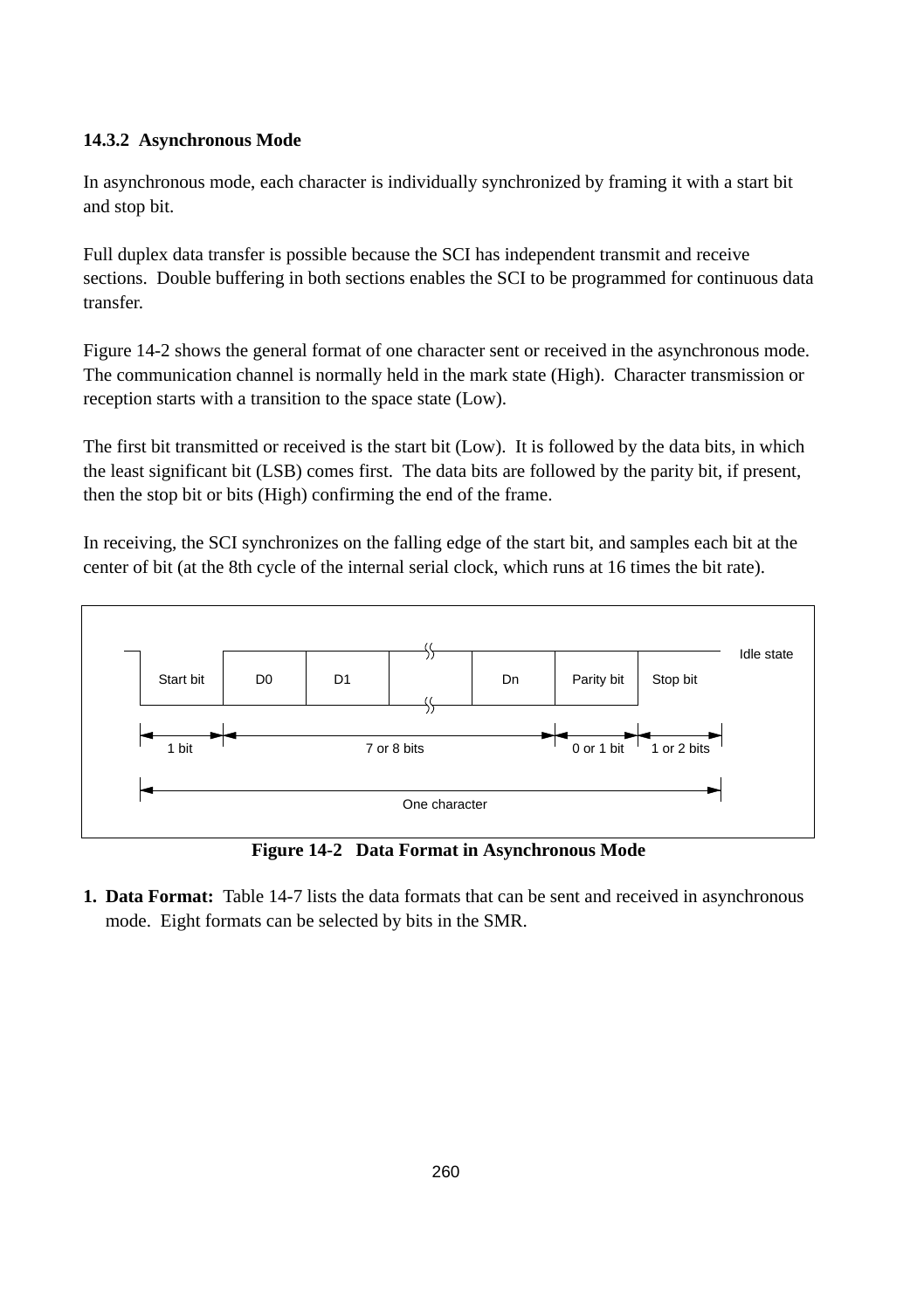### 14.3.2 Asynchronous Mode

In asynchronous mode, each character is individually synchronized by framing it with a start bit and stop bit.

Full duplex data transfer is possible because the SCI has independent transmit and receive sections. Double buffering in both sections enables the SCI to be programmed for continuous data transfer.

Figure 14-2 shows the general format of one character sent or received in the asynchronous mode. The communication channel is normally held in the mark state (High). Character transmission or reception starts with a transition to the space state (Low).

The first bit transmitted or received is the start bit (Low). It is followed by the data bits, in which the least significant bit (LSB) comes first. The data bits are followed by the parity bit, if present, then the stop bit or bits (High) confirming the end of the frame.

In receiving, the SCI synchronizes on the falling edge of the start bit, and samples each bit at the center of bit (at the 8th cycle of the internal serial clock, which runs at 16 times the bit rate).

| Start bit | D0 | D1 | ... | Dn | Parity bit | Stop bit | Idle state |
|---|---|---|---|---|---|---|---|
| 1 bit | 7 or 8 bits | | | | 0 or 1 bit | 1 or 2 bits | |
| One character | | | | | | | |

**Figure 14-2 Data Format in Asynchronous Mode**

1. **Data Format:** Table 14-7 lists the data formats that can be sent and received in asynchronous mode. Eight formats can be selected by bits in the SMR.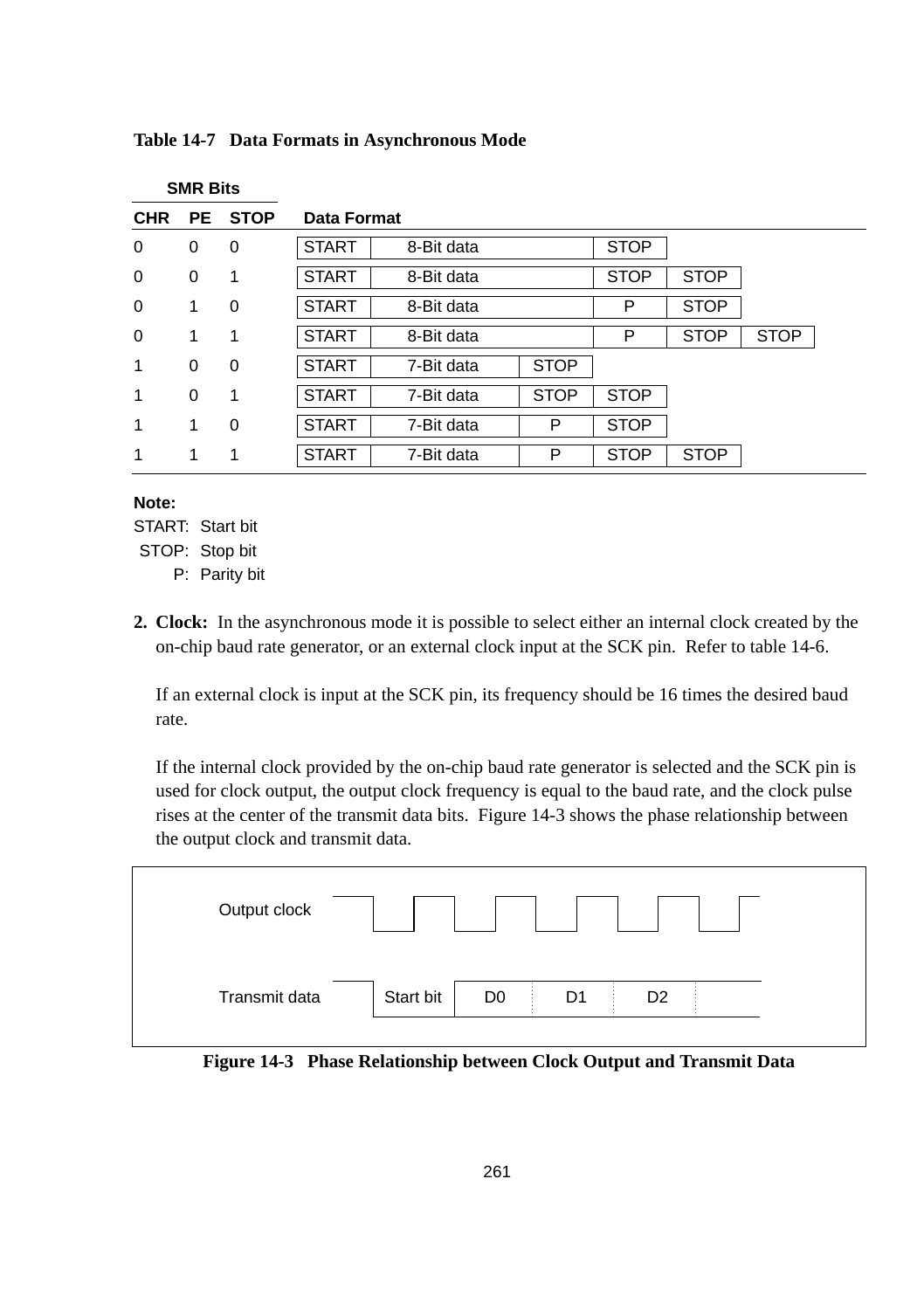**Table 14-7 Data Formats in Asynchronous Mode**

| SMR Bits | | | Data Format | | | | | |
|---|---|---|---|---|---|---|---|---|
| CHR | PE | STOP | | | | | | |
| 0 | 0 | 0 | START | 8-Bit data | STOP | | | |
| 0 | 0 | 1 | START | 8-Bit data | STOP | STOP | | |
| 0 | 1 | 0 | START | 8-Bit data | P | STOP | | |
| 0 | 1 | 1 | START | 8-Bit data | P | STOP | STOP | |
| 1 | 0 | 0 | START | 7-Bit data | STOP | | | |
| 1 | 0 | 1 | START | 7-Bit data | STOP | STOP | | |
| 1 | 1 | 0 | START | 7-Bit data | P | STOP | | |
| 1 | 1 | 1 | START | 7-Bit data | P | STOP | STOP | |

**Note:**

START: Start bit
STOP: Stop bit
P: Parity bit

2. **Clock:** In the asynchronous mode it is possible to select either an internal clock created by the on-chip baud rate generator, or an external clock input at the SCK pin. Refer to table 14-6.

   If an external clock is input at the SCK pin, its frequency should be 16 times the desired baud rate.

   If the internal clock provided by the on-chip baud rate generator is selected and the SCK pin is used for clock output, the output clock frequency is equal to the baud rate, and the clock pulse rises at the center of the transmit data bits. Figure 14-3 shows the phase relationship between the output clock and transmit data.

Output clock

Transmit data: Start bit | D0 | D1 | D2

**Figure 14-3 Phase Relationship between Clock Output and Transmit Data**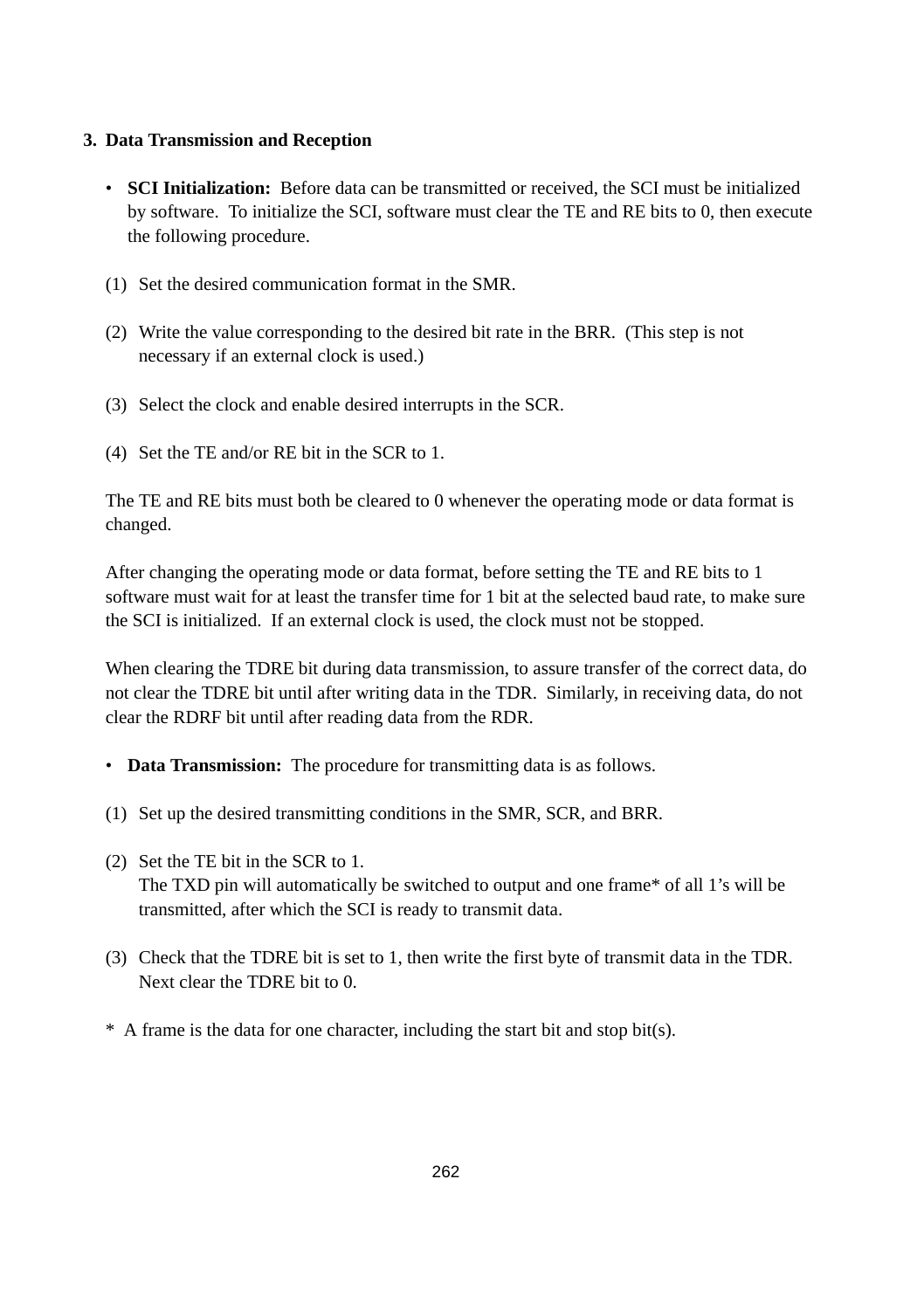### 3. Data Transmission and Reception

- **SCI Initialization:** Before data can be transmitted or received, the SCI must be initialized by software. To initialize the SCI, software must clear the TE and RE bits to 0, then execute the following procedure.

(1) Set the desired communication format in the SMR.

(2) Write the value corresponding to the desired bit rate in the BRR. (This step is not necessary if an external clock is used.)

(3) Select the clock and enable desired interrupts in the SCR.

(4) Set the TE and/or RE bit in the SCR to 1.

The TE and RE bits must both be cleared to 0 whenever the operating mode or data format is changed.

After changing the operating mode or data format, before setting the TE and RE bits to 1 software must wait for at least the transfer time for 1 bit at the selected baud rate, to make sure the SCI is initialized. If an external clock is used, the clock must not be stopped.

When clearing the TDRE bit during data transmission, to assure transfer of the correct data, do not clear the TDRE bit until after writing data in the TDR. Similarly, in receiving data, do not clear the RDRF bit until after reading data from the RDR.

- **Data Transmission:** The procedure for transmitting data is as follows.

(1) Set up the desired transmitting conditions in the SMR, SCR, and BRR.

(2) Set the TE bit in the SCR to 1.
The TXD pin will automatically be switched to output and one frame* of all 1's will be transmitted, after which the SCI is ready to transmit data.

(3) Check that the TDRE bit is set to 1, then write the first byte of transmit data in the TDR. Next clear the TDRE bit to 0.

* A frame is the data for one character, including the start bit and stop bit(s).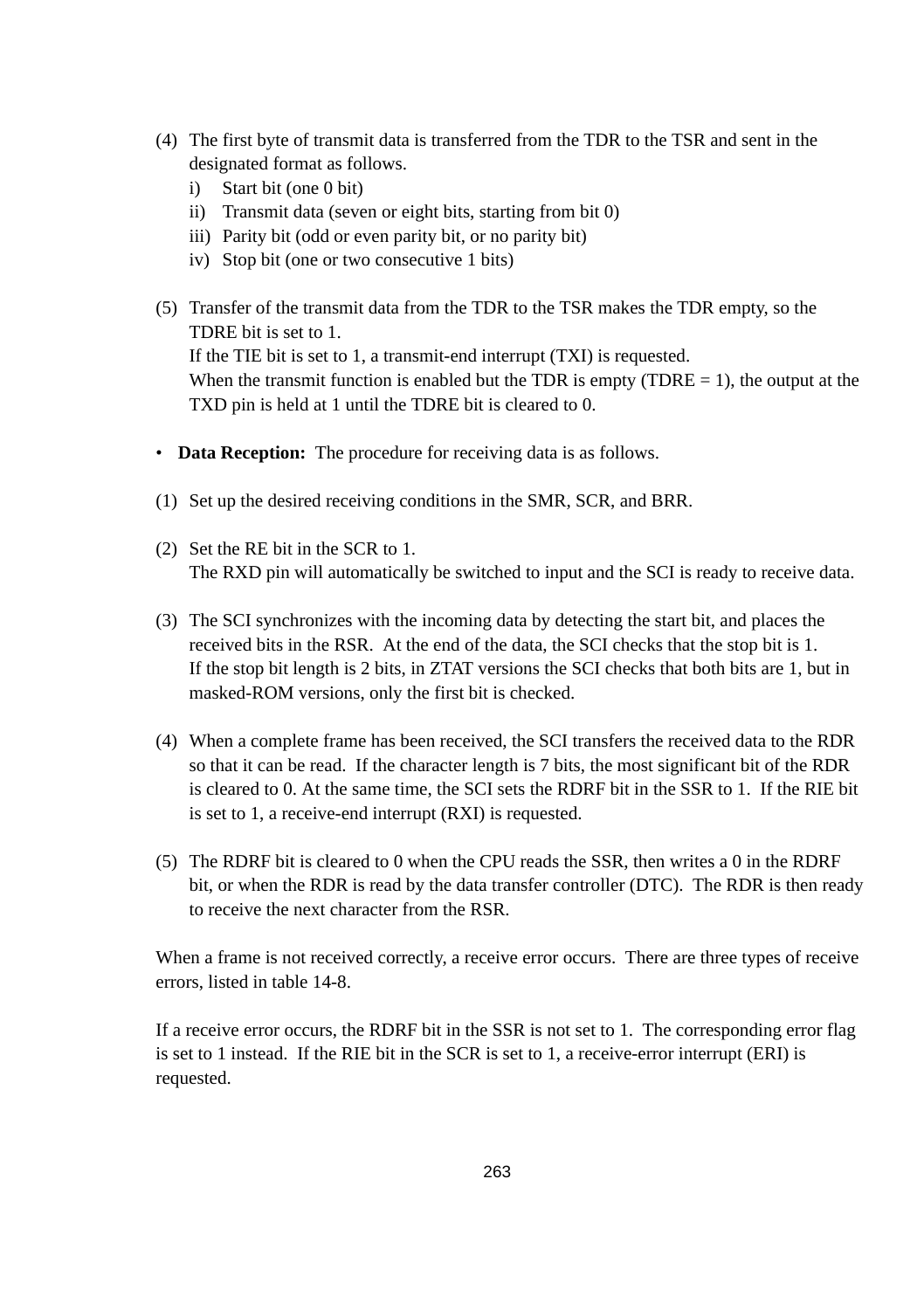(4) The first byte of transmit data is transferred from the TDR to the TSR and sent in the designated format as follows.
   i) Start bit (one 0 bit)
   ii) Transmit data (seven or eight bits, starting from bit 0)
   iii) Parity bit (odd or even parity bit, or no parity bit)
   iv) Stop bit (one or two consecutive 1 bits)

(5) Transfer of the transmit data from the TDR to the TSR makes the TDR empty, so the TDRE bit is set to 1.
   If the TIE bit is set to 1, a transmit-end interrupt (TXI) is requested.
   When the transmit function is enabled but the TDR is empty (TDRE = 1), the output at the TXD pin is held at 1 until the TDRE bit is cleared to 0.

- **Data Reception:** The procedure for receiving data is as follows.

(1) Set up the desired receiving conditions in the SMR, SCR, and BRR.

(2) Set the RE bit in the SCR to 1.
   The RXD pin will automatically be switched to input and the SCI is ready to receive data.

(3) The SCI synchronizes with the incoming data by detecting the start bit, and places the received bits in the RSR. At the end of the data, the SCI checks that the stop bit is 1.
   If the stop bit length is 2 bits, in ZTAT versions the SCI checks that both bits are 1, but in masked-ROM versions, only the first bit is checked.

(4) When a complete frame has been received, the SCI transfers the received data to the RDR so that it can be read. If the character length is 7 bits, the most significant bit of the RDR is cleared to 0. At the same time, the SCI sets the RDRF bit in the SSR to 1. If the RIE bit is set to 1, a receive-end interrupt (RXI) is requested.

(5) The RDRF bit is cleared to 0 when the CPU reads the SSR, then writes a 0 in the RDRF bit, or when the RDR is read by the data transfer controller (DTC). The RDR is then ready to receive the next character from the RSR.

When a frame is not received correctly, a receive error occurs. There are three types of receive errors, listed in table 14-8.

If a receive error occurs, the RDRF bit in the SSR is not set to 1. The corresponding error flag is set to 1 instead. If the RIE bit in the SCR is set to 1, a receive-error interrupt (ERI) is requested.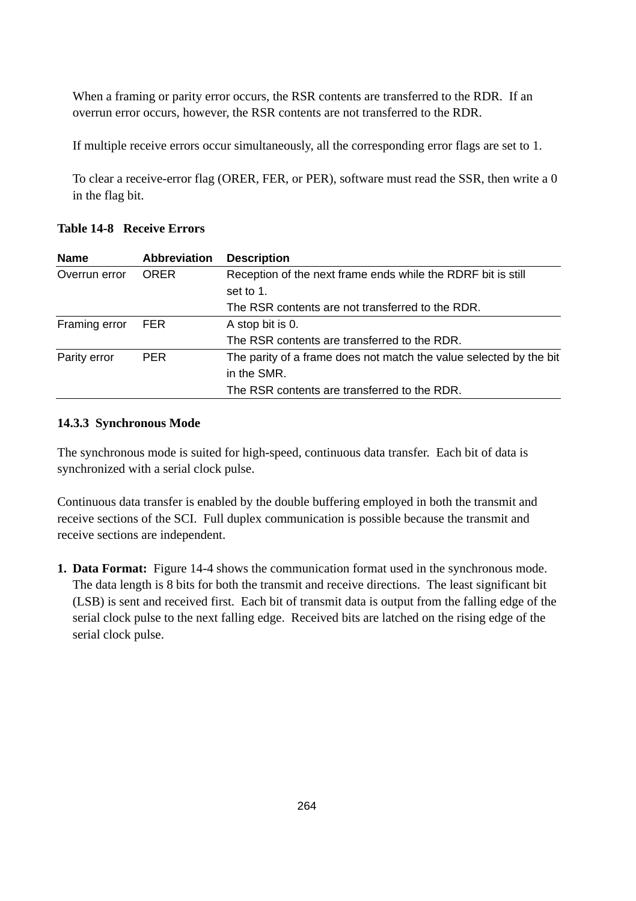When a framing or parity error occurs, the RSR contents are transferred to the RDR. If an overrun error occurs, however, the RSR contents are not transferred to the RDR.

If multiple receive errors occur simultaneously, all the corresponding error flags are set to 1.

To clear a receive-error flag (ORER, FER, or PER), software must read the SSR, then write a 0 in the flag bit.

**Table 14-8 Receive Errors**

| Name | Abbreviation | Description |
|---|---|---|
| Overrun error | ORER | Reception of the next frame ends while the RDRF bit is still set to 1. The RSR contents are not transferred to the RDR. |
| Framing error | FER | A stop bit is 0. The RSR contents are transferred to the RDR. |
| Parity error | PER | The parity of a frame does not match the value selected by the bit in the SMR. The RSR contents are transferred to the RDR. |

### 14.3.3 Synchronous Mode

The synchronous mode is suited for high-speed, continuous data transfer. Each bit of data is synchronized with a serial clock pulse.

Continuous data transfer is enabled by the double buffering employed in both the transmit and receive sections of the SCI. Full duplex communication is possible because the transmit and receive sections are independent.

1. **Data Format:** Figure 14-4 shows the communication format used in the synchronous mode. The data length is 8 bits for both the transmit and receive directions. The least significant bit (LSB) is sent and received first. Each bit of transmit data is output from the falling edge of the serial clock pulse to the next falling edge. Received bits are latched on the rising edge of the serial clock pulse.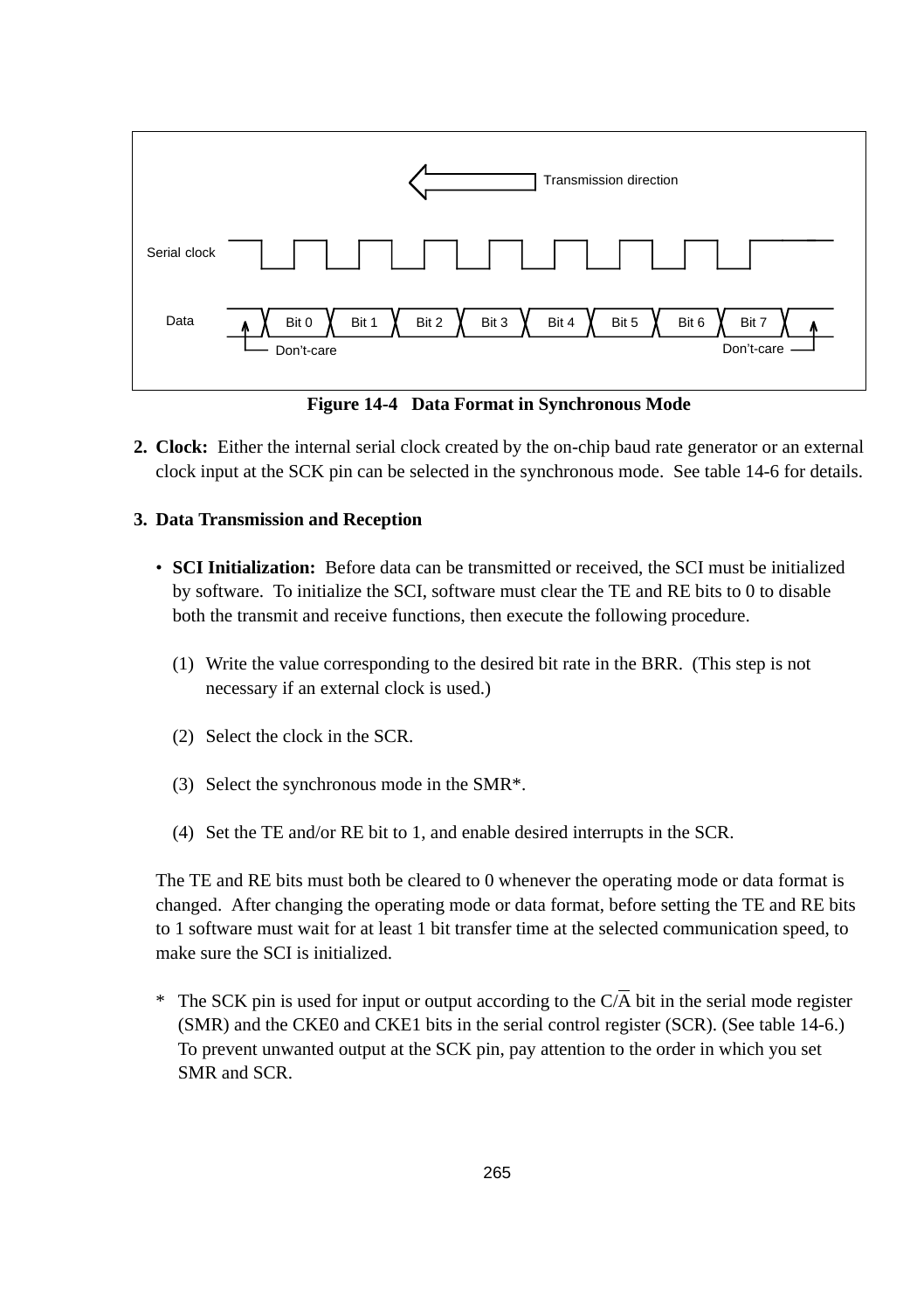Figure 14-4   Data Format in Synchronous Mode

**2. Clock:** Either the internal serial clock created by the on-chip baud rate generator or an external clock input at the SCK pin can be selected in the synchronous mode. See table 14-6 for details.

**3. Data Transmission and Reception**

- **SCI Initialization:** Before data can be transmitted or received, the SCI must be initialized by software. To initialize the SCI, software must clear the TE and RE bits to 0 to disable both the transmit and receive functions, then execute the following procedure.

  (1) Write the value corresponding to the desired bit rate in the BRR. (This step is not necessary if an external clock is used.)

  (2) Select the clock in the SCR.

  (3) Select the synchronous mode in the SMR*.

  (4) Set the TE and/or RE bit to 1, and enable desired interrupts in the SCR.

The TE and RE bits must both be cleared to 0 whenever the operating mode or data format is changed. After changing the operating mode or data format, before setting the TE and RE bits to 1 software must wait for at least 1 bit transfer time at the selected communication speed, to make sure the SCI is initialized.

\* The SCK pin is used for input or output according to the $C/\overline{A}$ bit in the serial mode register (SMR) and the CKE0 and CKE1 bits in the serial control register (SCR). (See table 14-6.) To prevent unwanted output at the SCK pin, pay attention to the order in which you set SMR and SCR.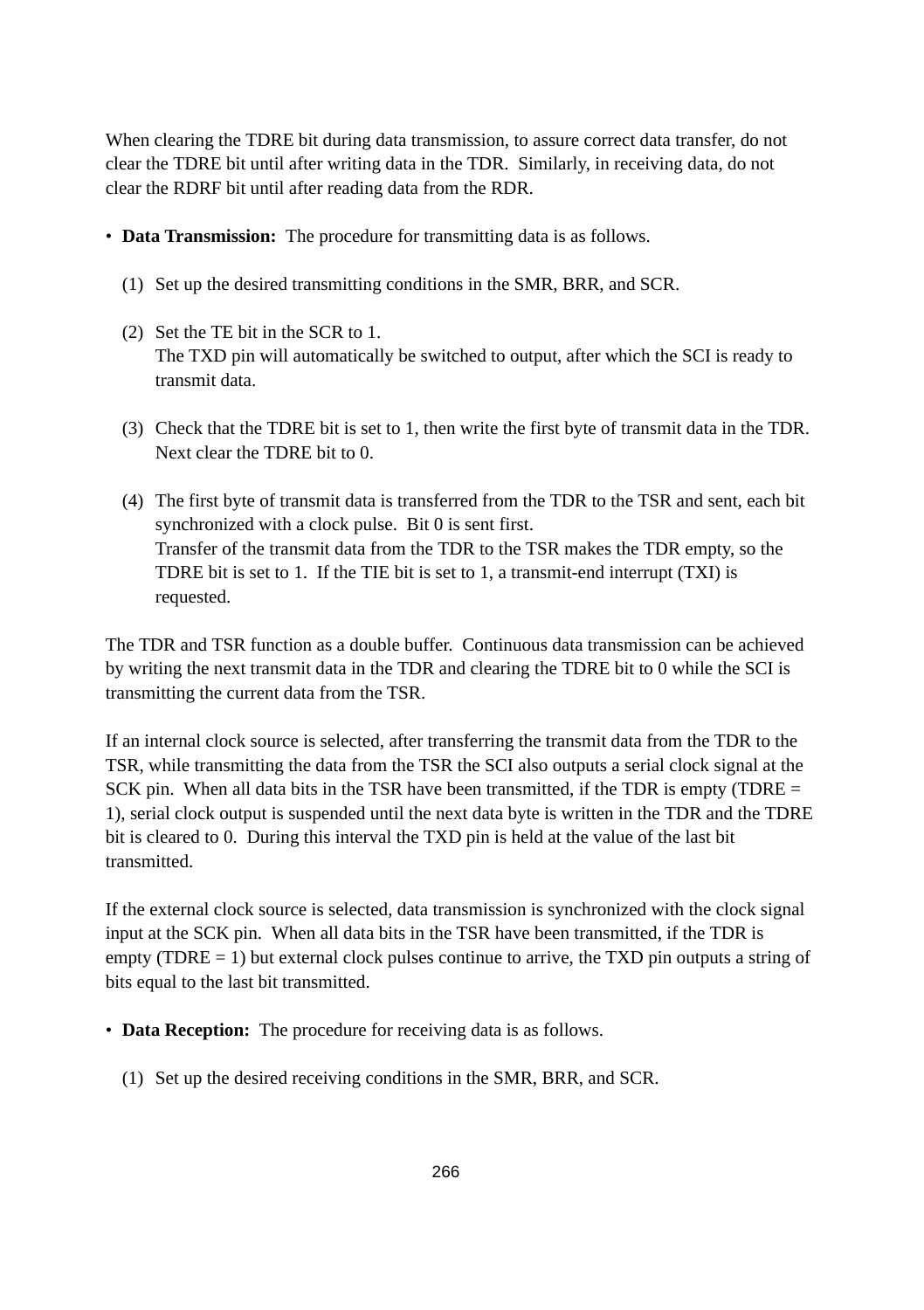When clearing the TDRE bit during data transmission, to assure correct data transfer, do not clear the TDRE bit until after writing data in the TDR. Similarly, in receiving data, do not clear the RDRF bit until after reading data from the RDR.

- **Data Transmission:** The procedure for transmitting data is as follows.

  (1) Set up the desired transmitting conditions in the SMR, BRR, and SCR.

  (2) Set the TE bit in the SCR to 1.
  The TXD pin will automatically be switched to output, after which the SCI is ready to transmit data.

  (3) Check that the TDRE bit is set to 1, then write the first byte of transmit data in the TDR. Next clear the TDRE bit to 0.

  (4) The first byte of transmit data is transferred from the TDR to the TSR and sent, each bit synchronized with a clock pulse. Bit 0 is sent first.
  Transfer of the transmit data from the TDR to the TSR makes the TDR empty, so the TDRE bit is set to 1. If the TIE bit is set to 1, a transmit-end interrupt (TXI) is requested.

The TDR and TSR function as a double buffer. Continuous data transmission can be achieved by writing the next transmit data in the TDR and clearing the TDRE bit to 0 while the SCI is transmitting the current data from the TSR.

If an internal clock source is selected, after transferring the transmit data from the TDR to the TSR, while transmitting the data from the TSR the SCI also outputs a serial clock signal at the SCK pin. When all data bits in the TSR have been transmitted, if the TDR is empty (TDRE = 1), serial clock output is suspended until the next data byte is written in the TDR and the TDRE bit is cleared to 0. During this interval the TXD pin is held at the value of the last bit transmitted.

If the external clock source is selected, data transmission is synchronized with the clock signal input at the SCK pin. When all data bits in the TSR have been transmitted, if the TDR is empty (TDRE = 1) but external clock pulses continue to arrive, the TXD pin outputs a string of bits equal to the last bit transmitted.

- **Data Reception:** The procedure for receiving data is as follows.

  (1) Set up the desired receiving conditions in the SMR, BRR, and SCR.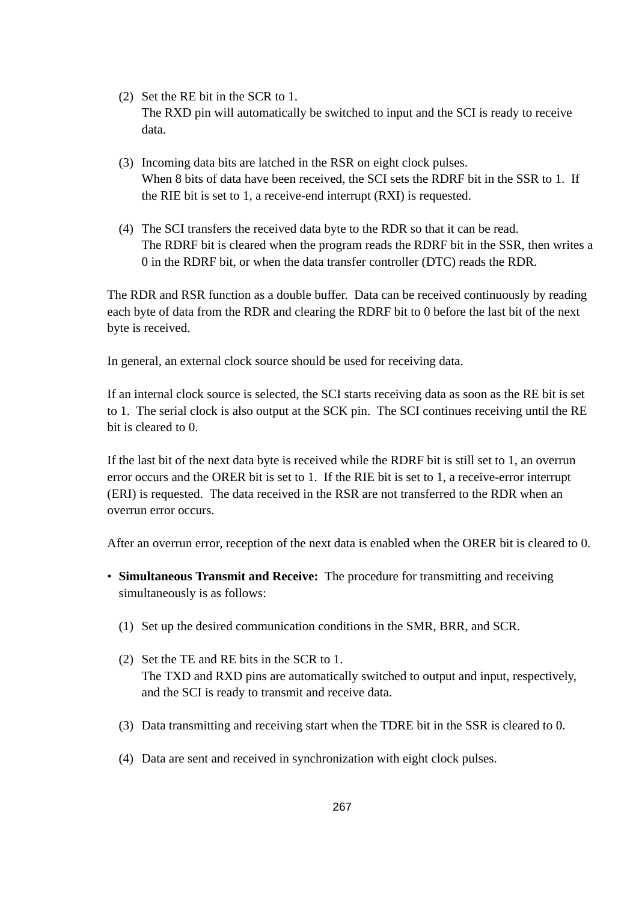(2) Set the RE bit in the SCR to 1.
The RXD pin will automatically be switched to input and the SCI is ready to receive data.

(3) Incoming data bits are latched in the RSR on eight clock pulses.
When 8 bits of data have been received, the SCI sets the RDRF bit in the SSR to 1. If the RIE bit is set to 1, a receive-end interrupt (RXI) is requested.

(4) The SCI transfers the received data byte to the RDR so that it can be read.
The RDRF bit is cleared when the program reads the RDRF bit in the SSR, then writes a 0 in the RDRF bit, or when the data transfer controller (DTC) reads the RDR.

The RDR and RSR function as a double buffer. Data can be received continuously by reading each byte of data from the RDR and clearing the RDRF bit to 0 before the last bit of the next byte is received.

In general, an external clock source should be used for receiving data.

If an internal clock source is selected, the SCI starts receiving data as soon as the RE bit is set to 1. The serial clock is also output at the SCK pin. The SCI continues receiving until the RE bit is cleared to 0.

If the last bit of the next data byte is received while the RDRF bit is still set to 1, an overrun error occurs and the ORER bit is set to 1. If the RIE bit is set to 1, a receive-error interrupt (ERI) is requested. The data received in the RSR are not transferred to the RDR when an overrun error occurs.

After an overrun error, reception of the next data is enabled when the ORER bit is cleared to 0.

- **Simultaneous Transmit and Receive:** The procedure for transmitting and receiving simultaneously is as follows:

  (1) Set up the desired communication conditions in the SMR, BRR, and SCR.

  (2) Set the TE and RE bits in the SCR to 1.
  The TXD and RXD pins are automatically switched to output and input, respectively, and the SCI is ready to transmit and receive data.

  (3) Data transmitting and receiving start when the TDRE bit in the SSR is cleared to 0.

  (4) Data are sent and received in synchronization with eight clock pulses.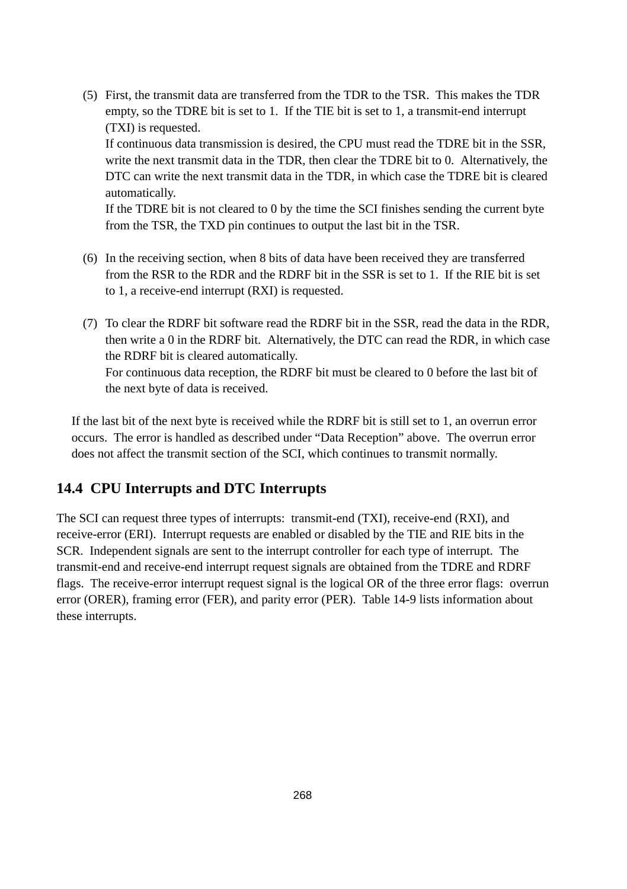(5) First, the transmit data are transferred from the TDR to the TSR. This makes the TDR empty, so the TDRE bit is set to 1. If the TIE bit is set to 1, a transmit-end interrupt (TXI) is requested.
If continuous data transmission is desired, the CPU must read the TDRE bit in the SSR, write the next transmit data in the TDR, then clear the TDRE bit to 0. Alternatively, the DTC can write the next transmit data in the TDR, in which case the TDRE bit is cleared automatically.
If the TDRE bit is not cleared to 0 by the time the SCI finishes sending the current byte from the TSR, the TXD pin continues to output the last bit in the TSR.

(6) In the receiving section, when 8 bits of data have been received they are transferred from the RSR to the RDR and the RDRF bit in the SSR is set to 1. If the RIE bit is set to 1, a receive-end interrupt (RXI) is requested.

(7) To clear the RDRF bit software read the RDRF bit in the SSR, read the data in the RDR, then write a 0 in the RDRF bit. Alternatively, the DTC can read the RDR, in which case the RDRF bit is cleared automatically.
For continuous data reception, the RDRF bit must be cleared to 0 before the last bit of the next byte of data is received.

If the last bit of the next byte is received while the RDRF bit is still set to 1, an overrun error occurs. The error is handled as described under “Data Reception” above. The overrun error does not affect the transmit section of the SCI, which continues to transmit normally.

## 14.4 CPU Interrupts and DTC Interrupts

The SCI can request three types of interrupts: transmit-end (TXI), receive-end (RXI), and receive-error (ERI). Interrupt requests are enabled or disabled by the TIE and RIE bits in the SCR. Independent signals are sent to the interrupt controller for each type of interrupt. The transmit-end and receive-end interrupt request signals are obtained from the TDRE and RDRF flags. The receive-error interrupt request signal is the logical OR of the three error flags: overrun error (ORER), framing error (FER), and parity error (PER). Table 14-9 lists information about these interrupts.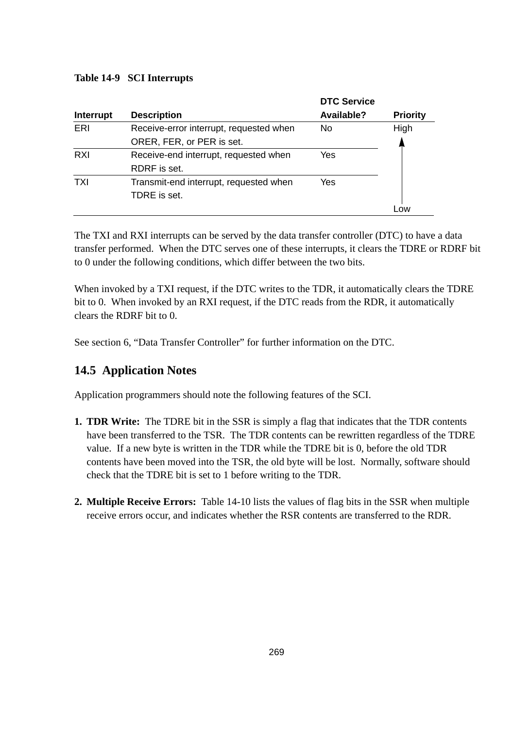**Table 14-9 SCI Interrupts**

| Interrupt | Description | DTC Service Available? | Priority |
|---|---|---|---|
| ERI | Receive-error interrupt, requested when ORER, FER, or PER is set. | No | High |
| RXI | Receive-end interrupt, requested when RDRF is set. | Yes | ↑ |
| TXI | Transmit-end interrupt, requested when TDRE is set. | Yes | Low |

The TXI and RXI interrupts can be served by the data transfer controller (DTC) to have a data transfer performed. When the DTC serves one of these interrupts, it clears the TDRE or RDRF bit to 0 under the following conditions, which differ between the two bits.

When invoked by a TXI request, if the DTC writes to the TDR, it automatically clears the TDRE bit to 0. When invoked by an RXI request, if the DTC reads from the RDR, it automatically clears the RDRF bit to 0.

See section 6, “Data Transfer Controller” for further information on the DTC.

## 14.5 Application Notes

Application programmers should note the following features of the SCI.

1. **TDR Write:** The TDRE bit in the SSR is simply a flag that indicates that the TDR contents have been transferred to the TSR. The TDR contents can be rewritten regardless of the TDRE value. If a new byte is written in the TDR while the TDRE bit is 0, before the old TDR contents have been moved into the TSR, the old byte will be lost. Normally, software should check that the TDRE bit is set to 1 before writing to the TDR.

2. **Multiple Receive Errors:** Table 14-10 lists the values of flag bits in the SSR when multiple receive errors occur, and indicates whether the RSR contents are transferred to the RDR.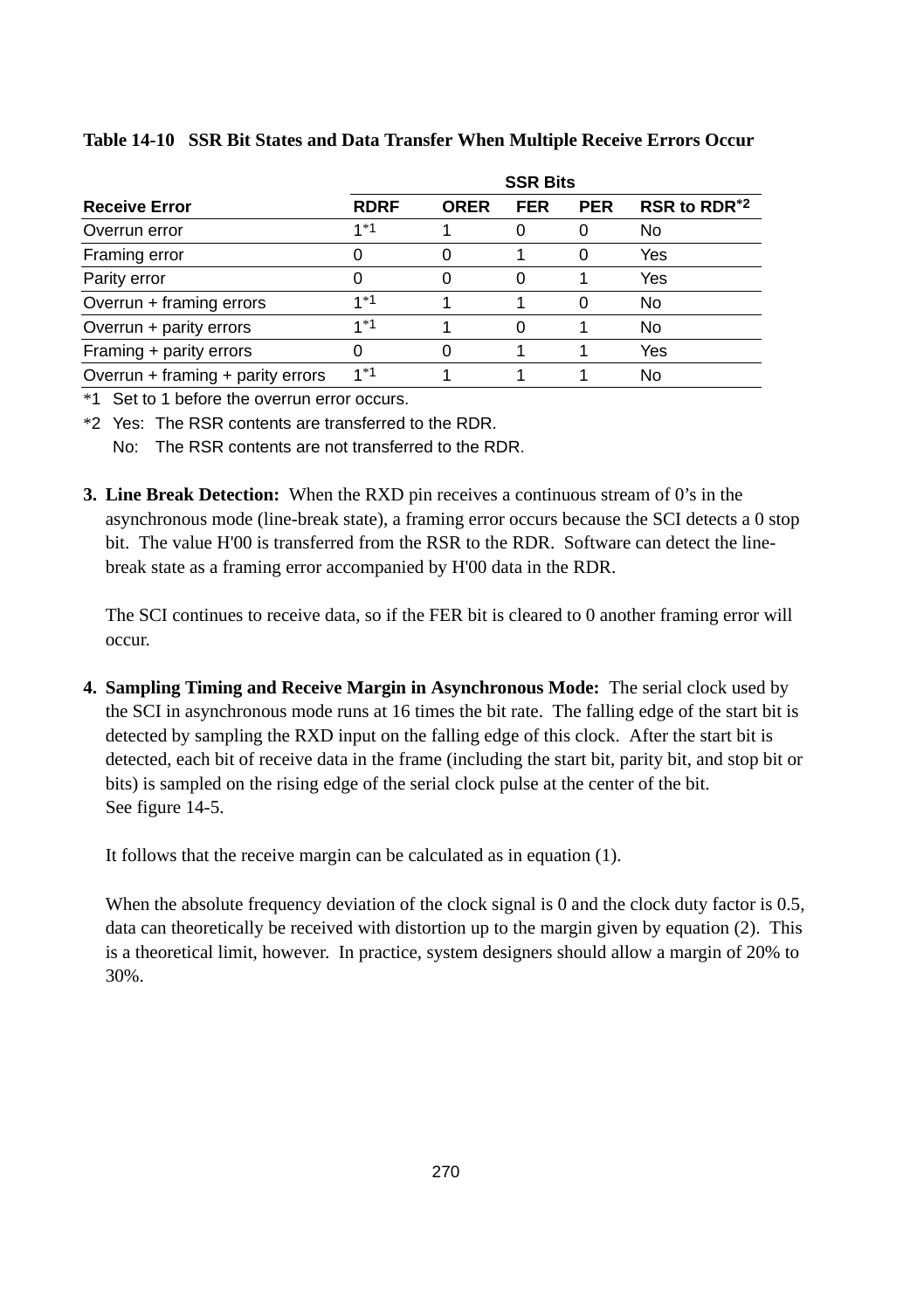**Table 14-10 SSR Bit States and Data Transfer When Multiple Receive Errors Occur**

| | SSR Bits | | | | |
|---|---|---|---|---|---|
| **Receive Error** | **RDRF** | **ORER** | **FER** | **PER** | **RSR to RDR*2** |
| Overrun error | 1*1 | 1 | 0 | 0 | No |
| Framing error | 0 | 0 | 1 | 0 | Yes |
| Parity error | 0 | 0 | 0 | 1 | Yes |
| Overrun + framing errors | 1*1 | 1 | 1 | 0 | No |
| Overrun + parity errors | 1*1 | 1 | 0 | 1 | No |
| Framing + parity errors | 0 | 0 | 1 | 1 | Yes |
| Overrun + framing + parity errors | 1*1 | 1 | 1 | 1 | No |

*1 Set to 1 before the overrun error occurs.

*2 Yes: The RSR contents are transferred to the RDR.
   No: The RSR contents are not transferred to the RDR.

3. **Line Break Detection:** When the RXD pin receives a continuous stream of 0's in the asynchronous mode (line-break state), a framing error occurs because the SCI detects a 0 stop bit. The value H'00 is transferred from the RSR to the RDR. Software can detect the line-break state as a framing error accompanied by H'00 data in the RDR.

   The SCI continues to receive data, so if the FER bit is cleared to 0 another framing error will occur.

4. **Sampling Timing and Receive Margin in Asynchronous Mode:** The serial clock used by the SCI in asynchronous mode runs at 16 times the bit rate. The falling edge of the start bit is detected by sampling the RXD input on the falling edge of this clock. After the start bit is detected, each bit of receive data in the frame (including the start bit, parity bit, and stop bit or bits) is sampled on the rising edge of the serial clock pulse at the center of the bit. See figure 14-5.

   It follows that the receive margin can be calculated as in equation (1).

   When the absolute frequency deviation of the clock signal is 0 and the clock duty factor is 0.5, data can theoretically be received with distortion up to the margin given by equation (2). This is a theoretical limit, however. In practice, system designers should allow a margin of 20% to 30%.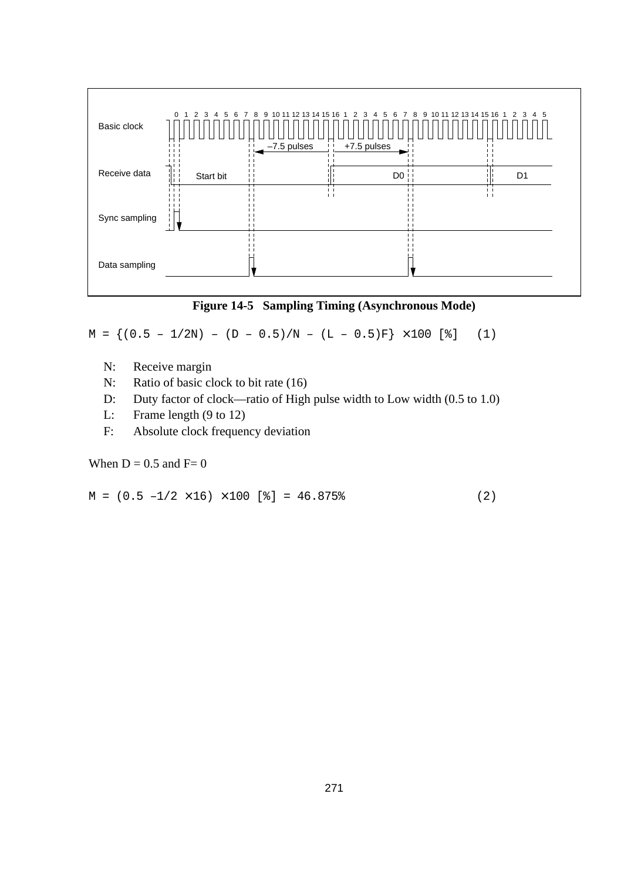Basic clock

0 1 2 3 4 5 6 7 8 9 10 11 12 13 14 15 16 1 2 3 4 5 6 7 8 9 10 11 12 13 14 15 16 1 2 3 4 5

–7.5 pulses

+7.5 pulses

Receive data

Start bit

D0

D1

Sync sampling

Data sampling

**Figure 14-5 Sampling Timing (Asynchronous Mode)**

$$M = \{(0.5 - 1/2N) - (D - 0.5)/N - (L - 0.5)F\} \times 100\ [\%] \quad (1)$$

- N: Receive margin
- N: Ratio of basic clock to bit rate (16)
- D: Duty factor of clock—ratio of High pulse width to Low width (0.5 to 1.0)
- L: Frame length (9 to 12)
- F: Absolute clock frequency deviation

When $D = 0.5$ and $F= 0$

$$M = (0.5 - 1/2 \times 16) \times 100\ [\%] = 46.875\% \quad (2)$$